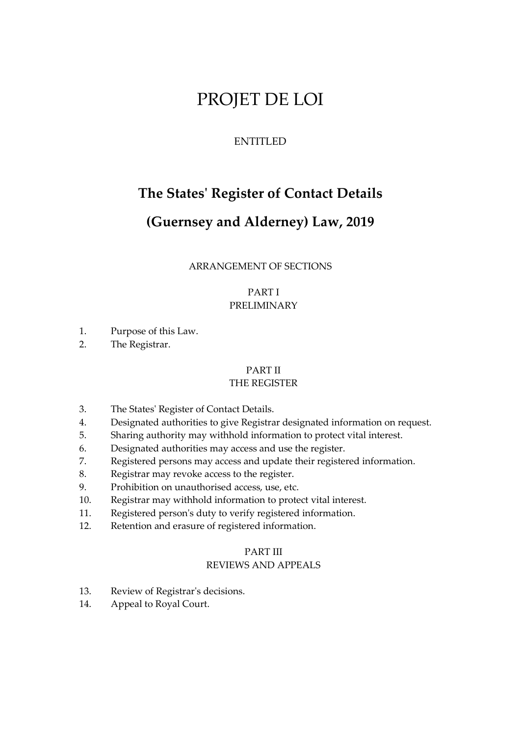# PROJET DE LOI

ENTITLED

## The States' Register of Contact Details

## (Guernsey and Alderney) Law, 2019

ARRANGEMENT OF SECTIONS

### PART I
### PRELIMINARY

1. Purpose of this Law.
2. The Registrar.

### PART II
### THE REGISTER

3. The States' Register of Contact Details.
4. Designated authorities to give Registrar designated information on request.
5. Sharing authority may withhold information to protect vital interest.
6. Designated authorities may access and use the register.
7. Registered persons may access and update their registered information.
8. Registrar may revoke access to the register.
9. Prohibition on unauthorised access, use, etc.
10. Registrar may withhold information to protect vital interest.
11. Registered person's duty to verify registered information.
12. Retention and erasure of registered information.

### PART III
### REVIEWS AND APPEALS

13. Review of Registrar's decisions.
14. Appeal to Royal Court.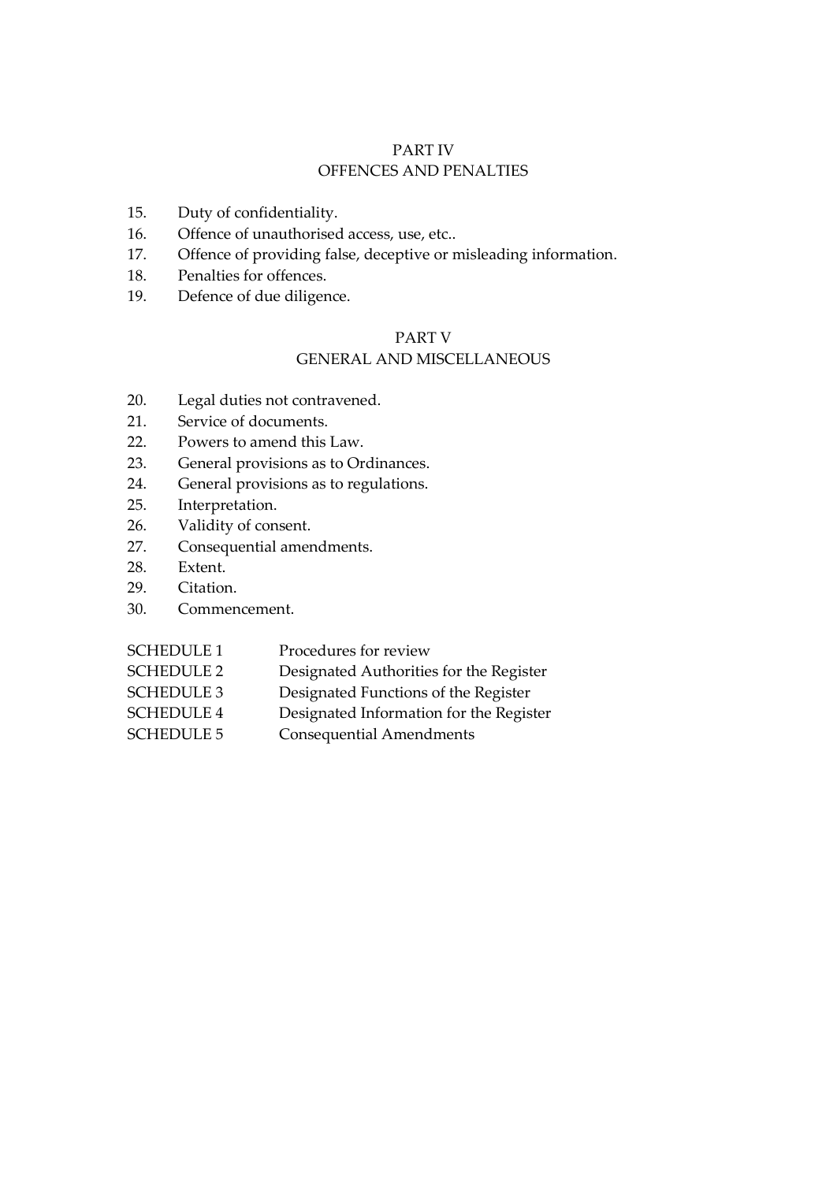## PART IV
## OFFENCES AND PENALTIES

15. Duty of confidentiality.
16. Offence of unauthorised access, use, etc..
17. Offence of providing false, deceptive or misleading information.
18. Penalties for offences.
19. Defence of due diligence.

## PART V
## GENERAL AND MISCELLANEOUS

20. Legal duties not contravened.
21. Service of documents.
22. Powers to amend this Law.
23. General provisions as to Ordinances.
24. General provisions as to regulations.
25. Interpretation.
26. Validity of consent.
27. Consequential amendments.
28. Extent.
29. Citation.
30. Commencement.

| | |
|---|---|
| SCHEDULE 1 | Procedures for review |
| SCHEDULE 2 | Designated Authorities for the Register |
| SCHEDULE 3 | Designated Functions of the Register |
| SCHEDULE 4 | Designated Information for the Register |
| SCHEDULE 5 | Consequential Amendments |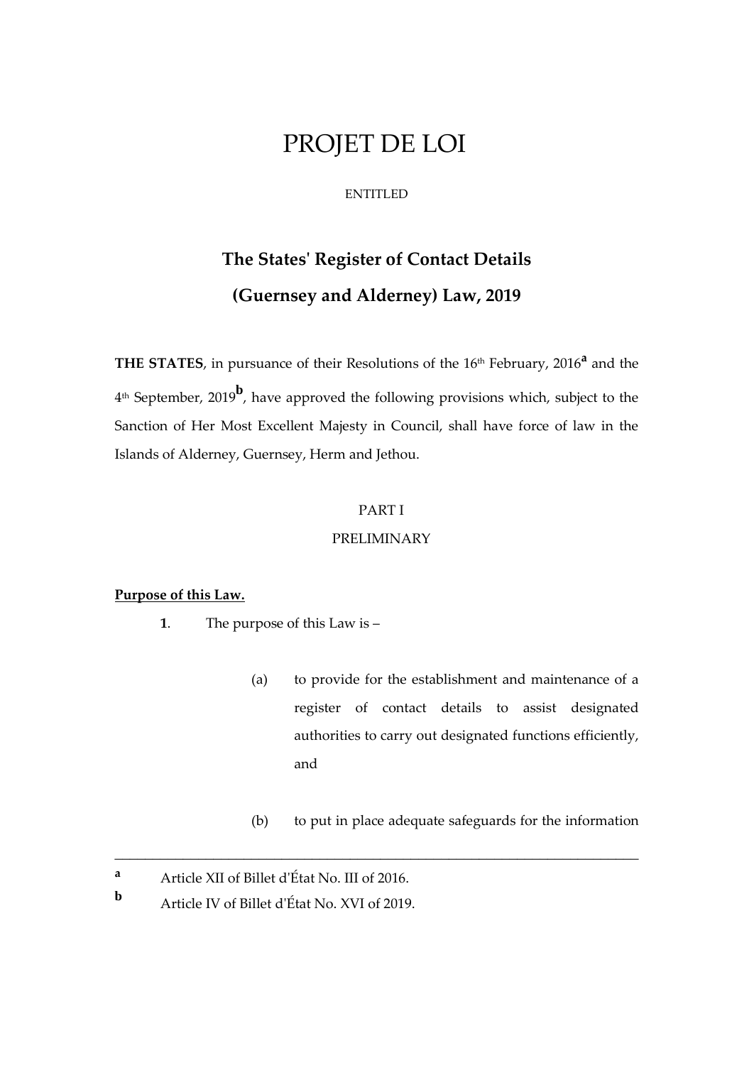# PROJET DE LOI

ENTITLED

## The States' Register of Contact Details (Guernsey and Alderney) Law, 2019

**THE STATES**, in pursuance of their Resolutions of the 16th February, 2016[a] and the 4th September, 2019[b], have approved the following provisions which, subject to the Sanction of Her Most Excellent Majesty in Council, shall have force of law in the Islands of Alderney, Guernsey, Herm and Jethou.

PART I

PRELIMINARY

**Purpose of this Law.**

**1**. The purpose of this Law is –

(a) to provide for the establishment and maintenance of a register of contact details to assist designated authorities to carry out designated functions efficiently, and

(b) to put in place adequate safeguards for the information

---

[a] Article XII of Billet d'État No. III of 2016.

[b] Article IV of Billet d'État No. XVI of 2019.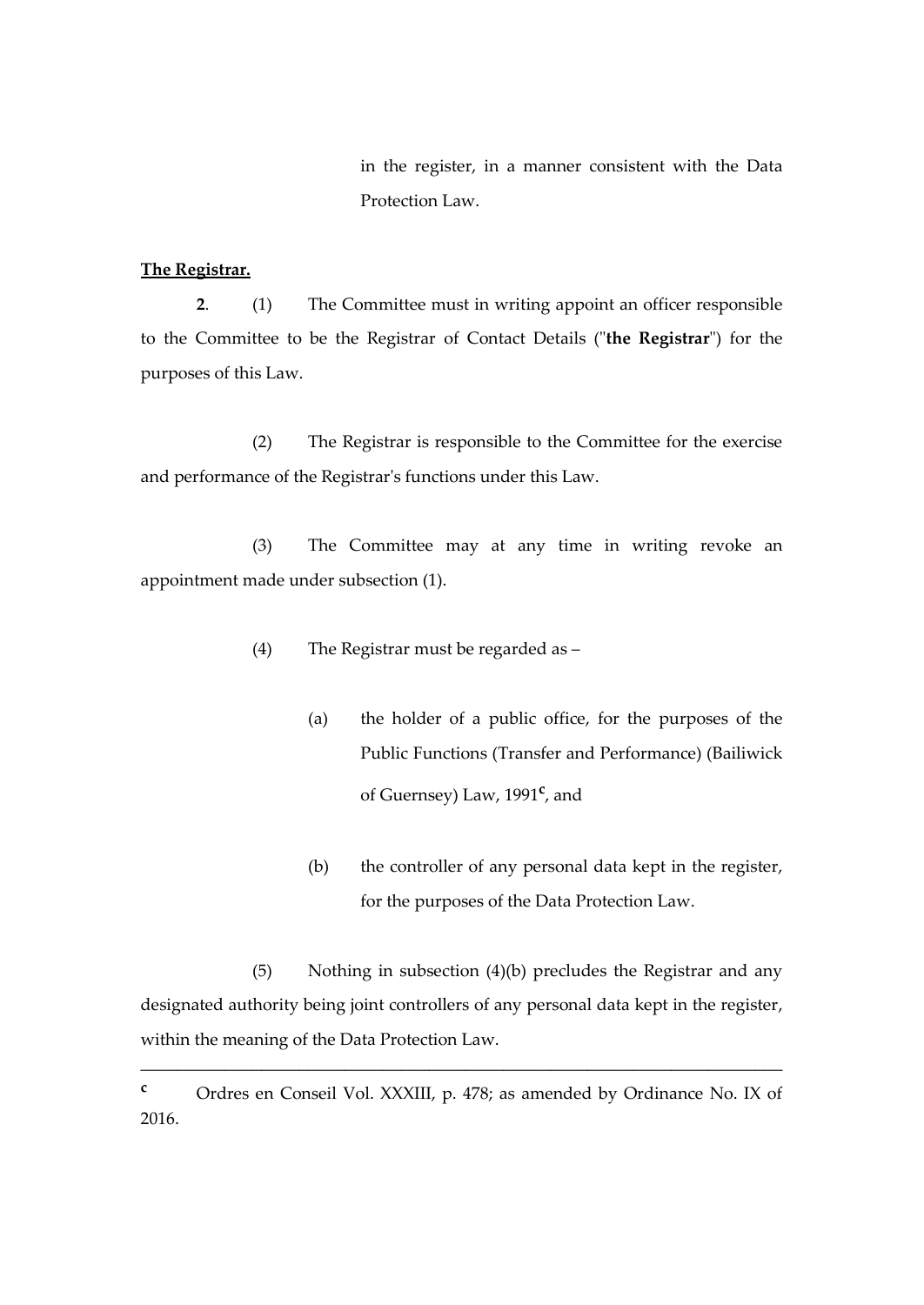in the register, in a manner consistent with the Data Protection Law.

**The Registrar.**

**2**. (1) The Committee must in writing appoint an officer responsible to the Committee to be the Registrar of Contact Details ("**the Registrar**") for the purposes of this Law.

(2) The Registrar is responsible to the Committee for the exercise and performance of the Registrar's functions under this Law.

(3) The Committee may at any time in writing revoke an appointment made under subsection (1).

(4) The Registrar must be regarded as –

(a) the holder of a public office, for the purposes of the Public Functions (Transfer and Performance) (Bailiwick of Guernsey) Law, 1991[c], and

(b) the controller of any personal data kept in the register, for the purposes of the Data Protection Law.

(5) Nothing in subsection (4)(b) precludes the Registrar and any designated authority being joint controllers of any personal data kept in the register, within the meaning of the Data Protection Law.

---

[c] Ordres en Conseil Vol. XXXIII, p. 478; as amended by Ordinance No. IX of 2016.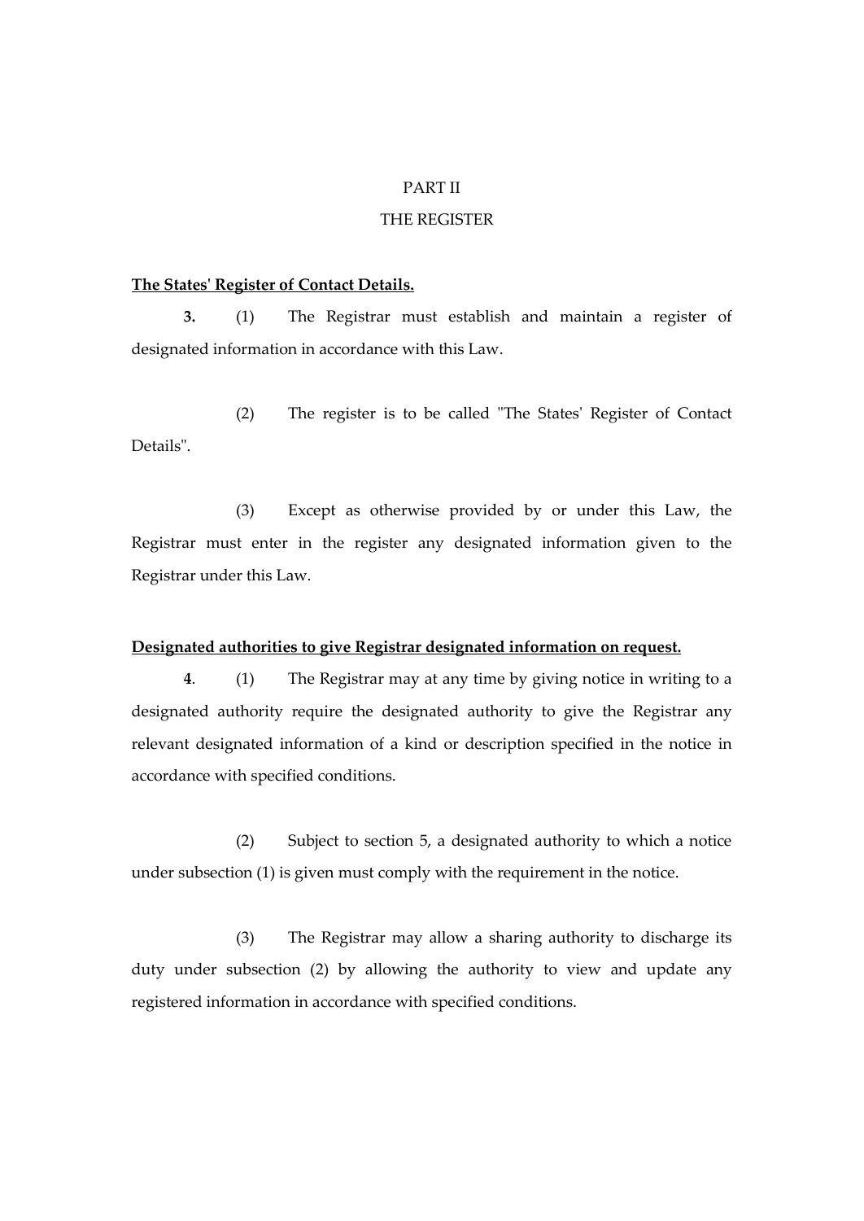PART II

THE REGISTER

**The States' Register of Contact Details.**

**3.** (1) The Registrar must establish and maintain a register of designated information in accordance with this Law.

(2) The register is to be called "The States' Register of Contact Details".

(3) Except as otherwise provided by or under this Law, the Registrar must enter in the register any designated information given to the Registrar under this Law.

**Designated authorities to give Registrar designated information on request.**

**4**. (1) The Registrar may at any time by giving notice in writing to a designated authority require the designated authority to give the Registrar any relevant designated information of a kind or description specified in the notice in accordance with specified conditions.

(2) Subject to section 5, a designated authority to which a notice under subsection (1) is given must comply with the requirement in the notice.

(3) The Registrar may allow a sharing authority to discharge its duty under subsection (2) by allowing the authority to view and update any registered information in accordance with specified conditions.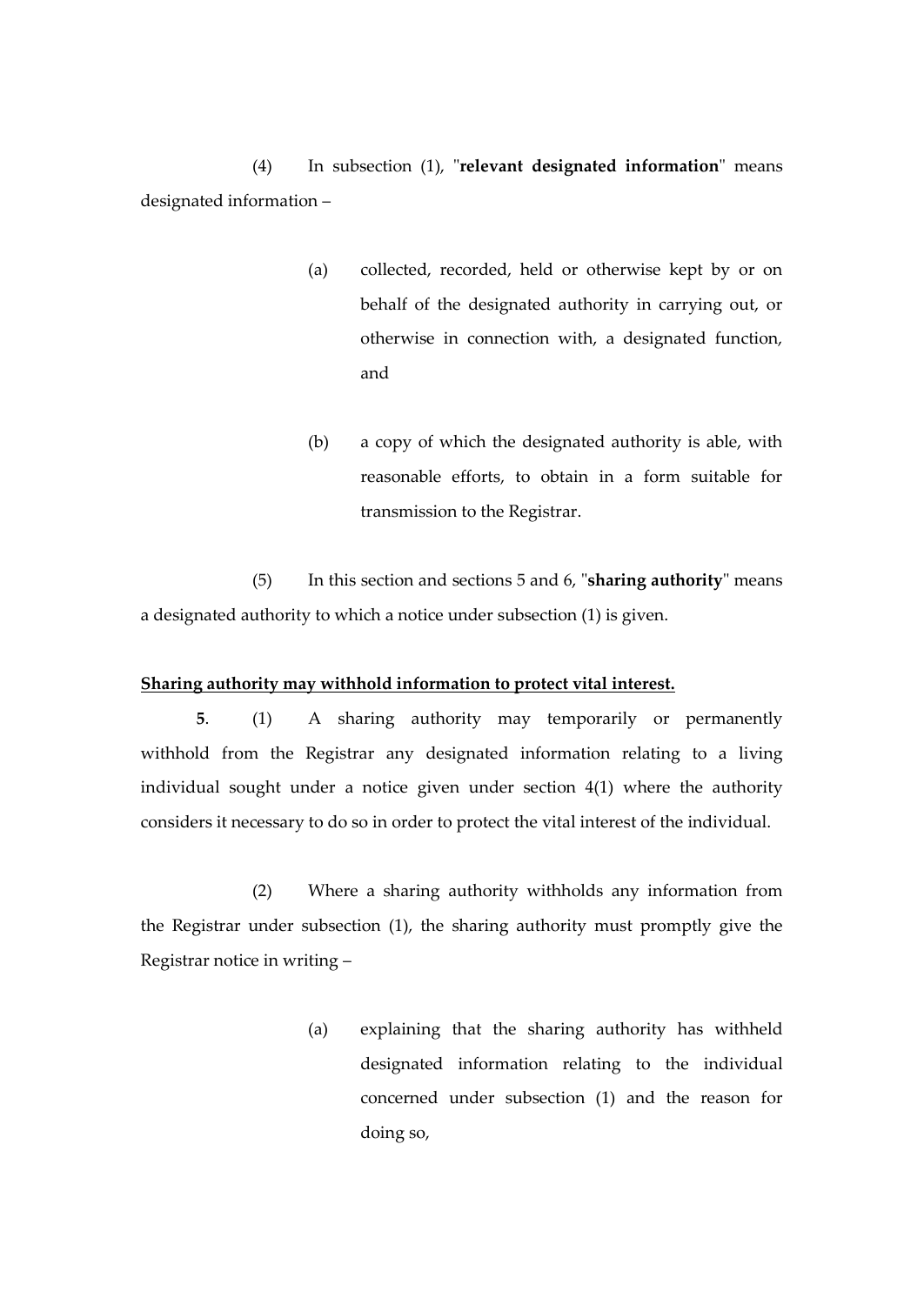(4) In subsection (1), "**relevant designated information**" means designated information –

(a) collected, recorded, held or otherwise kept by or on behalf of the designated authority in carrying out, or otherwise in connection with, a designated function, and

(b) a copy of which the designated authority is able, with reasonable efforts, to obtain in a form suitable for transmission to the Registrar.

(5) In this section and sections 5 and 6, "**sharing authority**" means a designated authority to which a notice under subsection (1) is given.

**Sharing authority may withhold information to protect vital interest.**

**5**. (1) A sharing authority may temporarily or permanently withhold from the Registrar any designated information relating to a living individual sought under a notice given under section 4(1) where the authority considers it necessary to do so in order to protect the vital interest of the individual.

(2) Where a sharing authority withholds any information from the Registrar under subsection (1), the sharing authority must promptly give the Registrar notice in writing –

(a) explaining that the sharing authority has withheld designated information relating to the individual concerned under subsection (1) and the reason for doing so,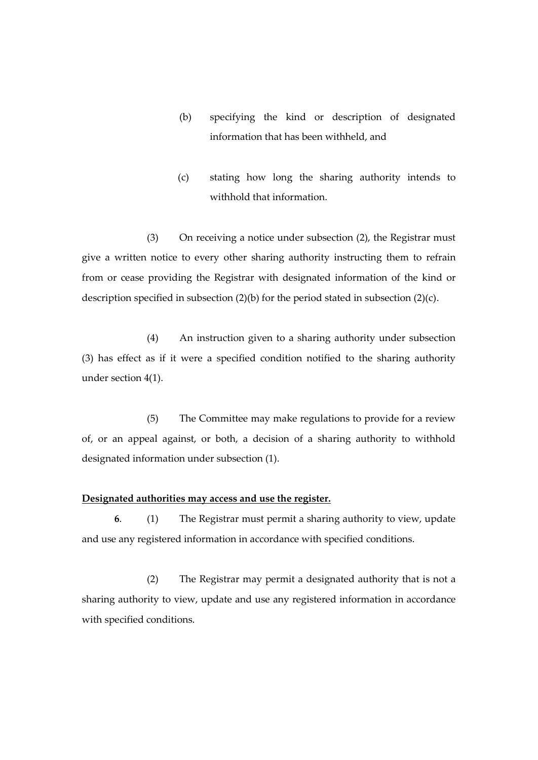(b) specifying the kind or description of designated information that has been withheld, and

(c) stating how long the sharing authority intends to withhold that information.

(3) On receiving a notice under subsection (2), the Registrar must give a written notice to every other sharing authority instructing them to refrain from or cease providing the Registrar with designated information of the kind or description specified in subsection (2)(b) for the period stated in subsection (2)(c).

(4) An instruction given to a sharing authority under subsection (3) has effect as if it were a specified condition notified to the sharing authority under section 4(1).

(5) The Committee may make regulations to provide for a review of, or an appeal against, or both, a decision of a sharing authority to withhold designated information under subsection (1).

**Designated authorities may access and use the register.**

**6**. (1) The Registrar must permit a sharing authority to view, update and use any registered information in accordance with specified conditions.

(2) The Registrar may permit a designated authority that is not a sharing authority to view, update and use any registered information in accordance with specified conditions.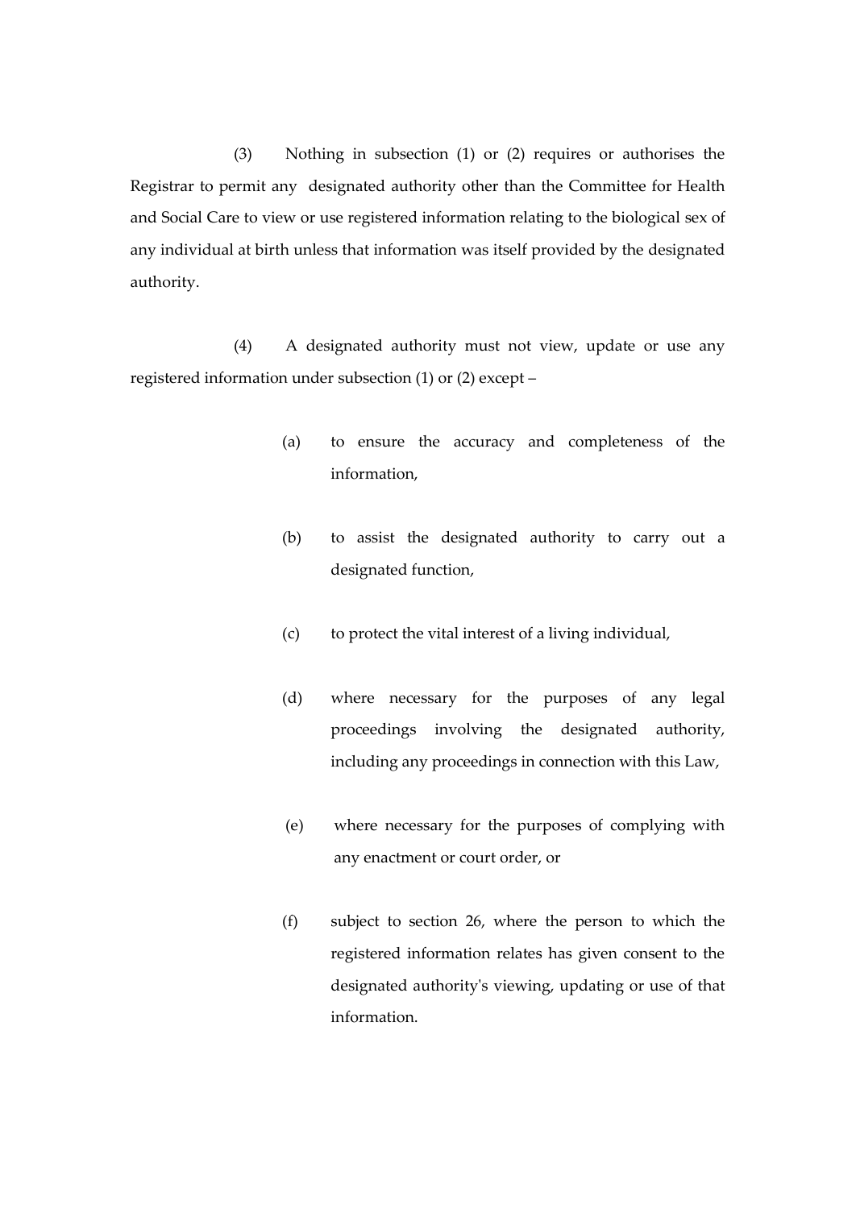(3) Nothing in subsection (1) or (2) requires or authorises the Registrar to permit any designated authority other than the Committee for Health and Social Care to view or use registered information relating to the biological sex of any individual at birth unless that information was itself provided by the designated authority.

(4) A designated authority must not view, update or use any registered information under subsection (1) or (2) except –

(a) to ensure the accuracy and completeness of the information,

(b) to assist the designated authority to carry out a designated function,

(c) to protect the vital interest of a living individual,

(d) where necessary for the purposes of any legal proceedings involving the designated authority, including any proceedings in connection with this Law,

(e) where necessary for the purposes of complying with any enactment or court order, or

(f) subject to section 26, where the person to which the registered information relates has given consent to the designated authority's viewing, updating or use of that information.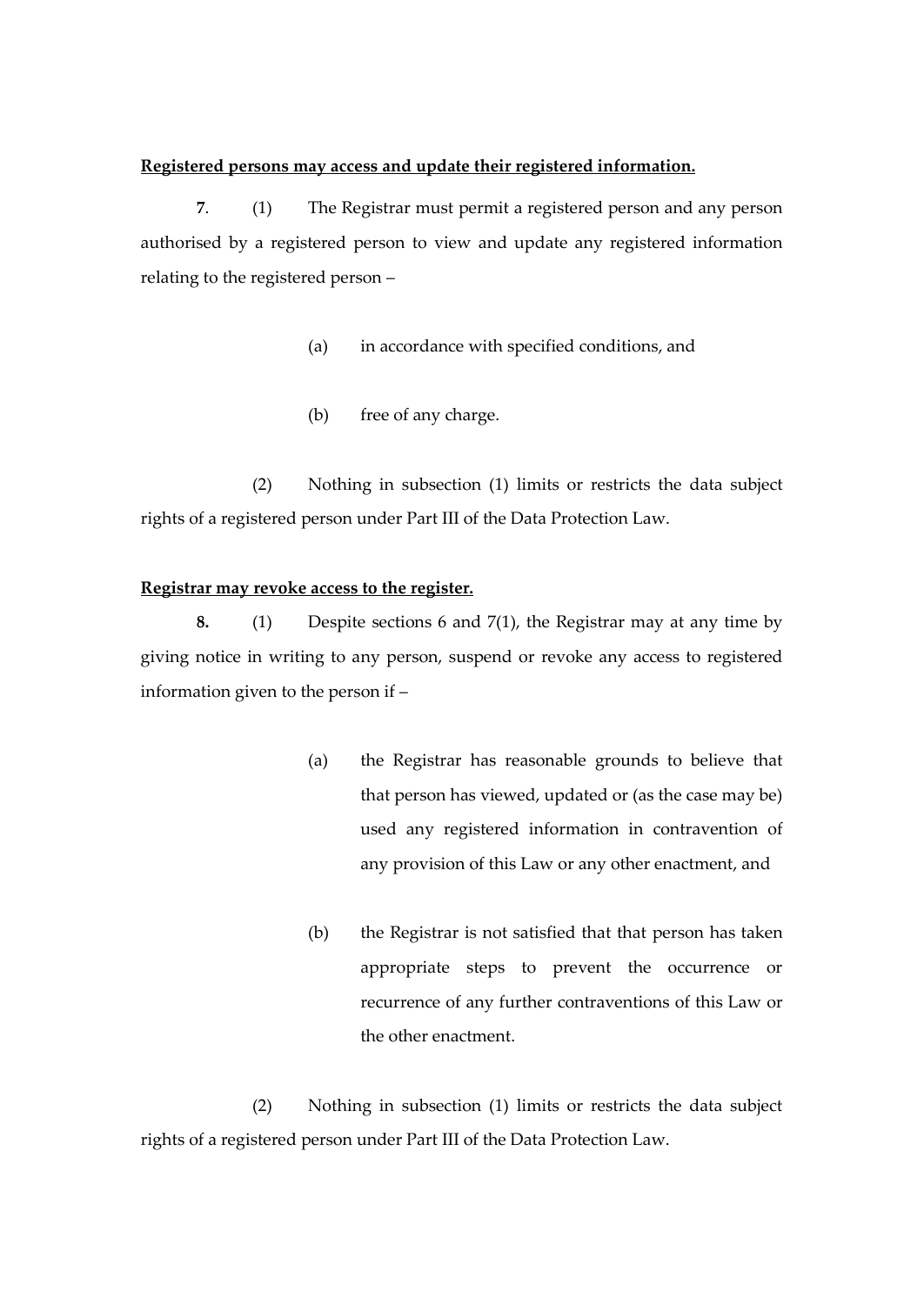**Registered persons may access and update their registered information.**

**7**. (1) The Registrar must permit a registered person and any person authorised by a registered person to view and update any registered information relating to the registered person –

(a) in accordance with specified conditions, and

(b) free of any charge.

(2) Nothing in subsection (1) limits or restricts the data subject rights of a registered person under Part III of the Data Protection Law.

**Registrar may revoke access to the register.**

**8.** (1) Despite sections 6 and 7(1), the Registrar may at any time by giving notice in writing to any person, suspend or revoke any access to registered information given to the person if –

(a) the Registrar has reasonable grounds to believe that that person has viewed, updated or (as the case may be) used any registered information in contravention of any provision of this Law or any other enactment, and

(b) the Registrar is not satisfied that that person has taken appropriate steps to prevent the occurrence or recurrence of any further contraventions of this Law or the other enactment.

(2) Nothing in subsection (1) limits or restricts the data subject rights of a registered person under Part III of the Data Protection Law.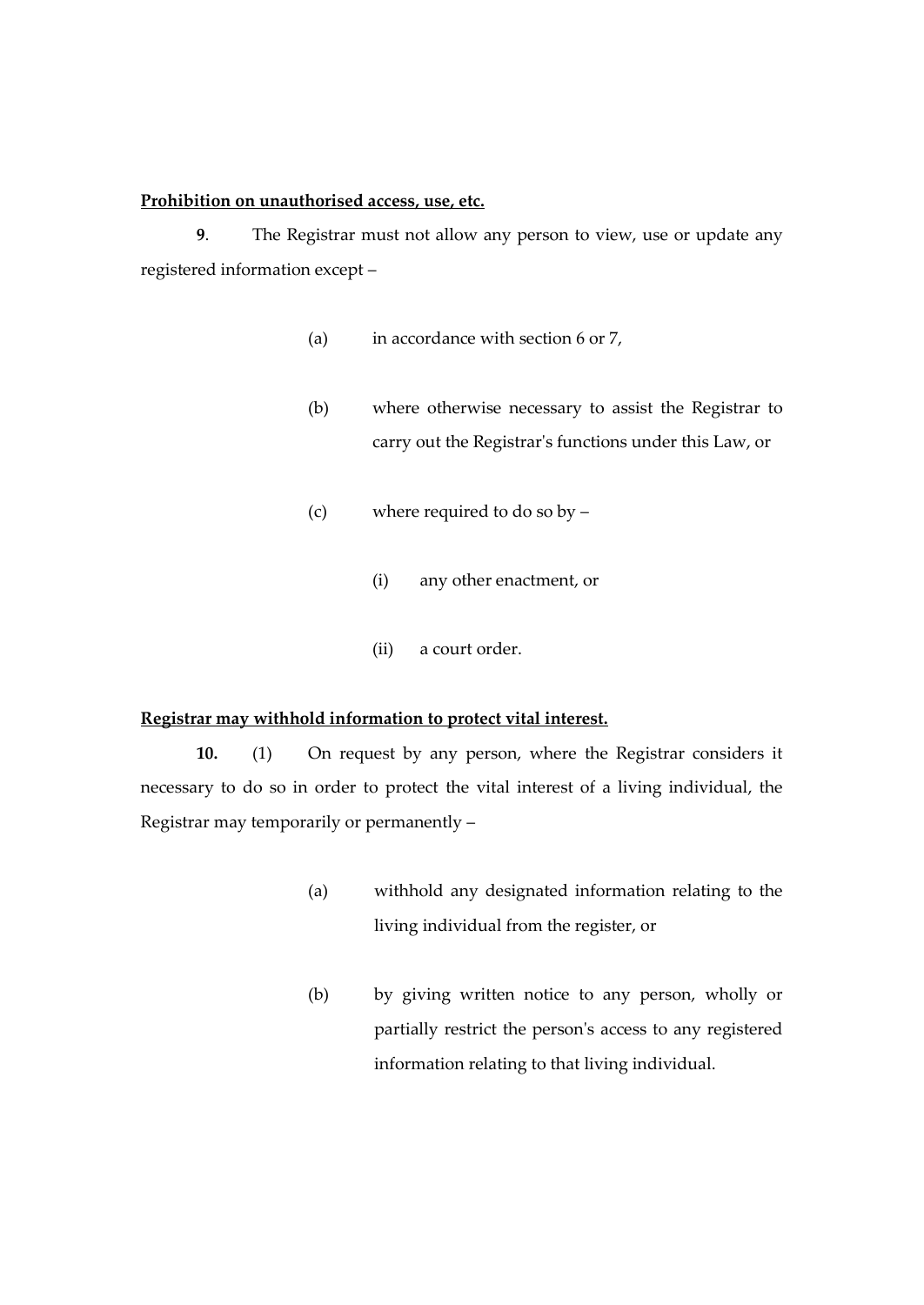**Prohibition on unauthorised access, use, etc.**

**9**. The Registrar must not allow any person to view, use or update any registered information except –

(a) in accordance with section 6 or 7,

(b) where otherwise necessary to assist the Registrar to carry out the Registrar's functions under this Law, or

(c) where required to do so by –

(i) any other enactment, or

(ii) a court order.

**Registrar may withhold information to protect vital interest.**

**10.** (1) On request by any person, where the Registrar considers it necessary to do so in order to protect the vital interest of a living individual, the Registrar may temporarily or permanently –

(a) withhold any designated information relating to the living individual from the register, or

(b) by giving written notice to any person, wholly or partially restrict the person's access to any registered information relating to that living individual.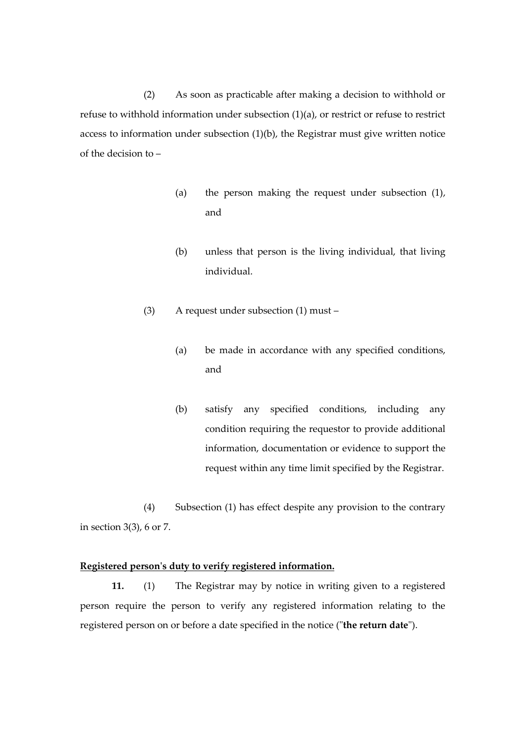(2) As soon as practicable after making a decision to withhold or refuse to withhold information under subsection (1)(a), or restrict or refuse to restrict access to information under subsection (1)(b), the Registrar must give written notice of the decision to –

(a) the person making the request under subsection (1), and

(b) unless that person is the living individual, that living individual.

(3) A request under subsection (1) must –

(a) be made in accordance with any specified conditions, and

(b) satisfy any specified conditions, including any condition requiring the requestor to provide additional information, documentation or evidence to support the request within any time limit specified by the Registrar.

(4) Subsection (1) has effect despite any provision to the contrary in section 3(3), 6 or 7.

**Registered person's duty to verify registered information.**

**11.** (1) The Registrar may by notice in writing given to a registered person require the person to verify any registered information relating to the registered person on or before a date specified in the notice ("**the return date**").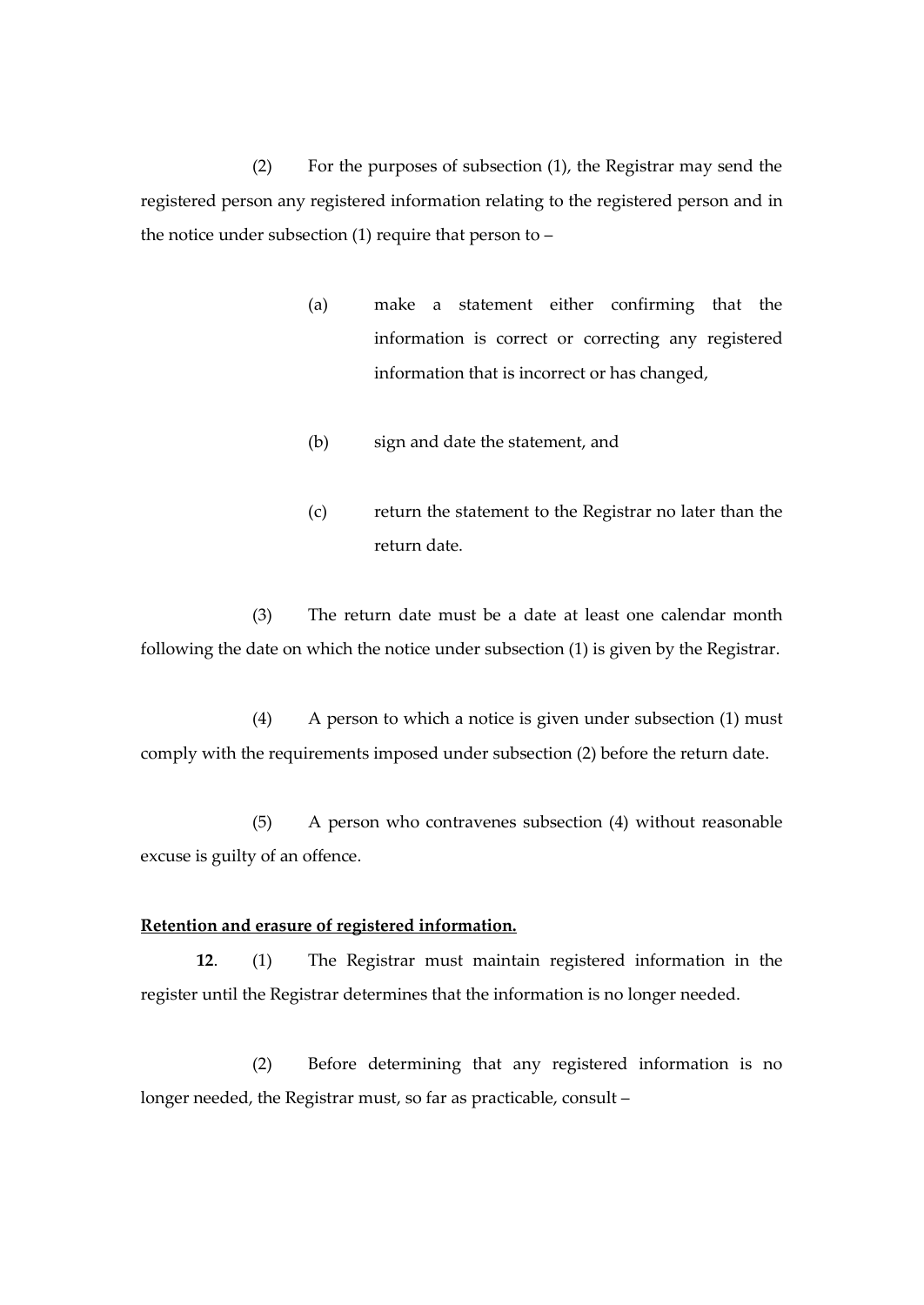(2) For the purposes of subsection (1), the Registrar may send the registered person any registered information relating to the registered person and in the notice under subsection (1) require that person to –

(a) make a statement either confirming that the information is correct or correcting any registered information that is incorrect or has changed,

(b) sign and date the statement, and

(c) return the statement to the Registrar no later than the return date.

(3) The return date must be a date at least one calendar month following the date on which the notice under subsection (1) is given by the Registrar.

(4) A person to which a notice is given under subsection (1) must comply with the requirements imposed under subsection (2) before the return date.

(5) A person who contravenes subsection (4) without reasonable excuse is guilty of an offence.

**Retention and erasure of registered information.**

**12**. (1) The Registrar must maintain registered information in the register until the Registrar determines that the information is no longer needed.

(2) Before determining that any registered information is no longer needed, the Registrar must, so far as practicable, consult –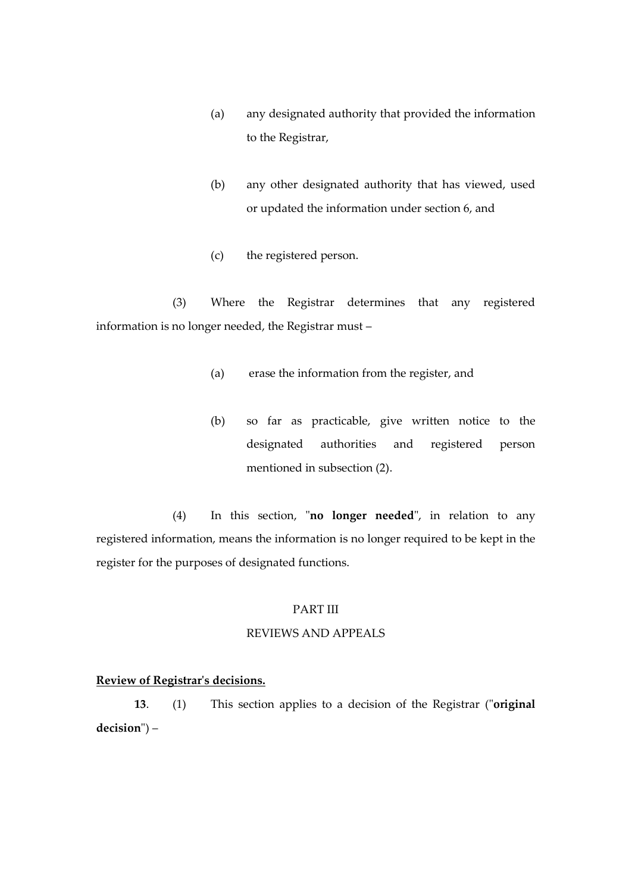(a) any designated authority that provided the information to the Registrar,

(b) any other designated authority that has viewed, used or updated the information under section 6, and

(c) the registered person.

(3) Where the Registrar determines that any registered information is no longer needed, the Registrar must –

(a) erase the information from the register, and

(b) so far as practicable, give written notice to the designated authorities and registered person mentioned in subsection (2).

(4) In this section, "**no longer needed**", in relation to any registered information, means the information is no longer required to be kept in the register for the purposes of designated functions.

## PART III

## REVIEWS AND APPEALS

**Review of Registrar's decisions.**

**13**. (1) This section applies to a decision of the Registrar ("**original decision**") –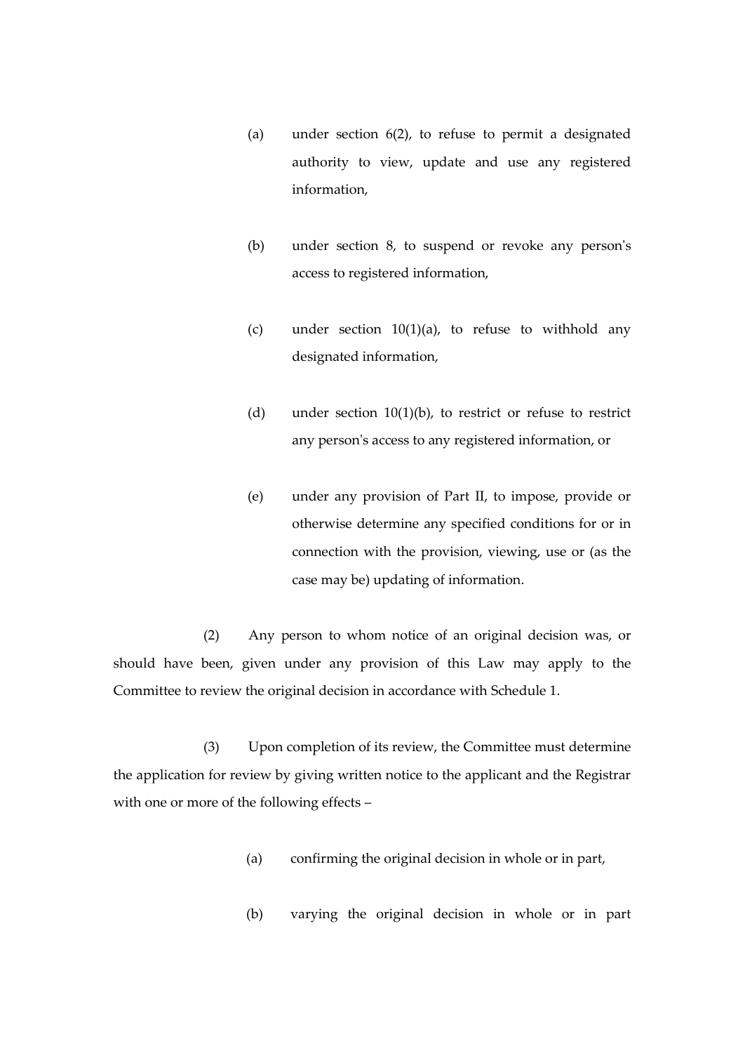(a) under section 6(2), to refuse to permit a designated authority to view, update and use any registered information,

(b) under section 8, to suspend or revoke any person's access to registered information,

(c) under section 10(1)(a), to refuse to withhold any designated information,

(d) under section 10(1)(b), to restrict or refuse to restrict any person's access to any registered information, or

(e) under any provision of Part II, to impose, provide or otherwise determine any specified conditions for or in connection with the provision, viewing, use or (as the case may be) updating of information.

(2) Any person to whom notice of an original decision was, or should have been, given under any provision of this Law may apply to the Committee to review the original decision in accordance with Schedule 1.

(3) Upon completion of its review, the Committee must determine the application for review by giving written notice to the applicant and the Registrar with one or more of the following effects –

(a) confirming the original decision in whole or in part,

(b) varying the original decision in whole or in part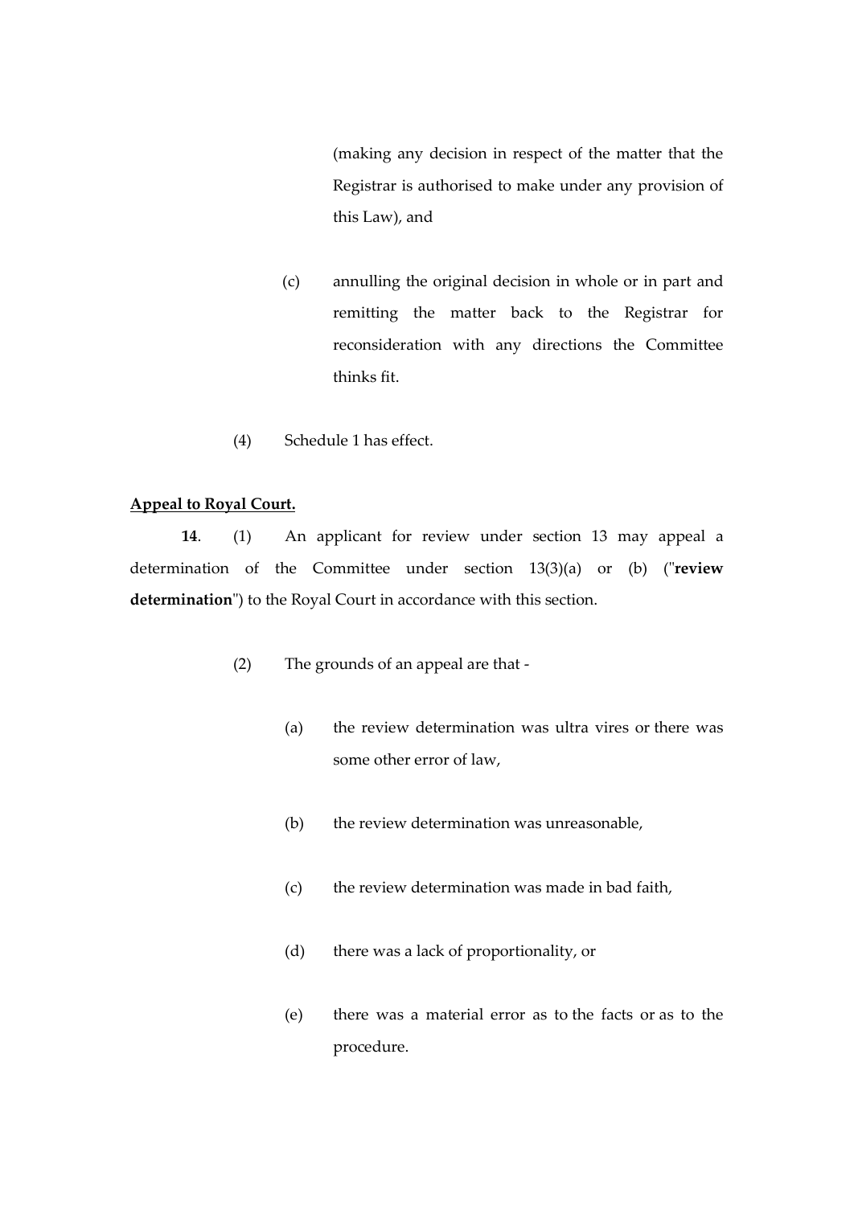(making any decision in respect of the matter that the Registrar is authorised to make under any provision of this Law), and

(c) annulling the original decision in whole or in part and remitting the matter back to the Registrar for reconsideration with any directions the Committee thinks fit.

(4) Schedule 1 has effect.

**Appeal to Royal Court.**

**14**. (1) An applicant for review under section 13 may appeal a determination of the Committee under section 13(3)(a) or (b) ("**review determination**") to the Royal Court in accordance with this section.

(2) The grounds of an appeal are that -

(a) the review determination was ultra vires or there was some other error of law,

(b) the review determination was unreasonable,

(c) the review determination was made in bad faith,

(d) there was a lack of proportionality, or

(e) there was a material error as to the facts or as to the procedure.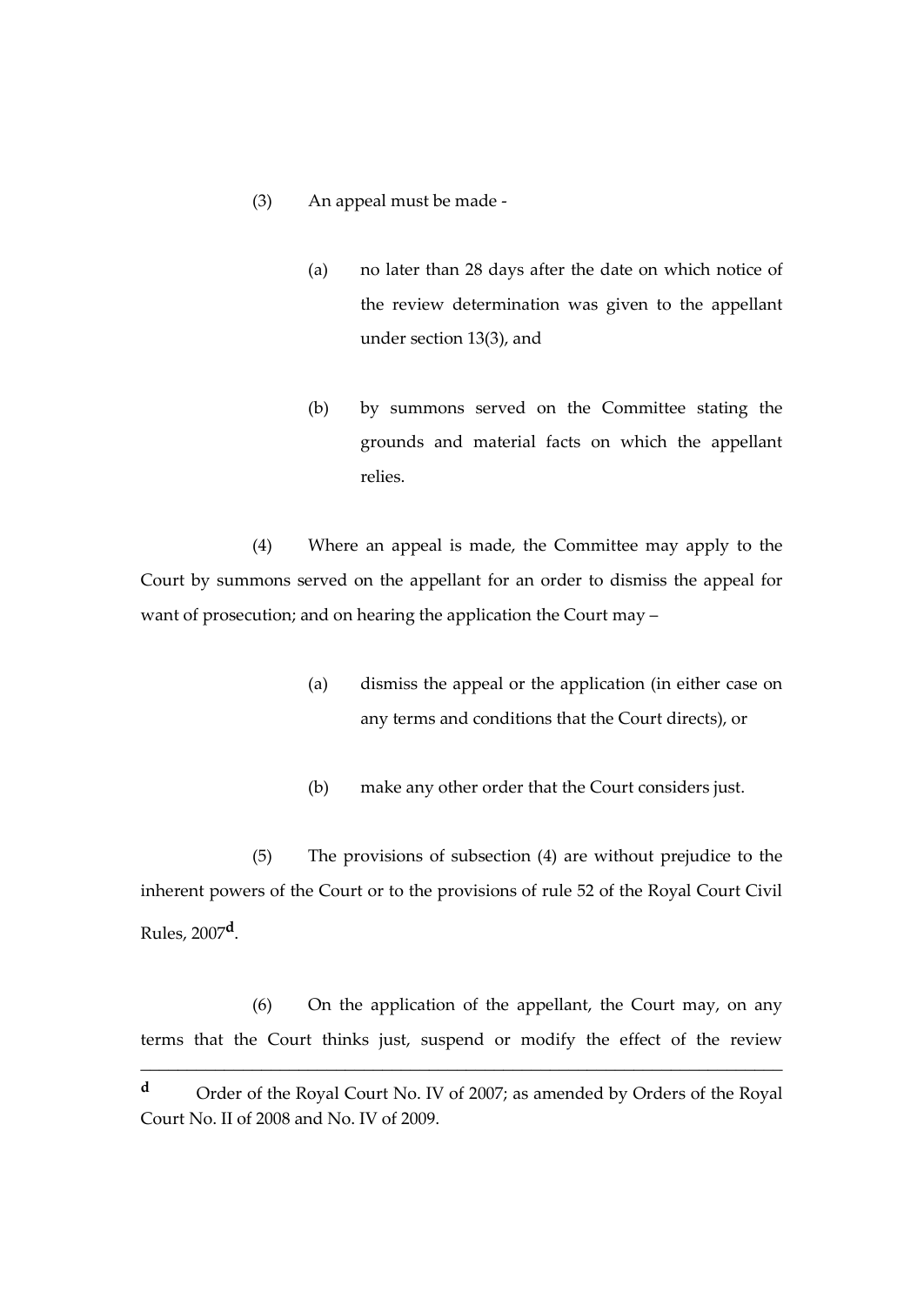(3) An appeal must be made -

(a) no later than 28 days after the date on which notice of the review determination was given to the appellant under section 13(3), and

(b) by summons served on the Committee stating the grounds and material facts on which the appellant relies.

(4) Where an appeal is made, the Committee may apply to the Court by summons served on the appellant for an order to dismiss the appeal for want of prosecution; and on hearing the application the Court may –

(a) dismiss the appeal or the application (in either case on any terms and conditions that the Court directs), or

(b) make any other order that the Court considers just.

(5) The provisions of subsection (4) are without prejudice to the inherent powers of the Court or to the provisions of rule 52 of the Royal Court Civil Rules, 2007[d].

(6) On the application of the appellant, the Court may, on any terms that the Court thinks just, suspend or modify the effect of the review

---

[d] Order of the Royal Court No. IV of 2007; as amended by Orders of the Royal Court No. II of 2008 and No. IV of 2009.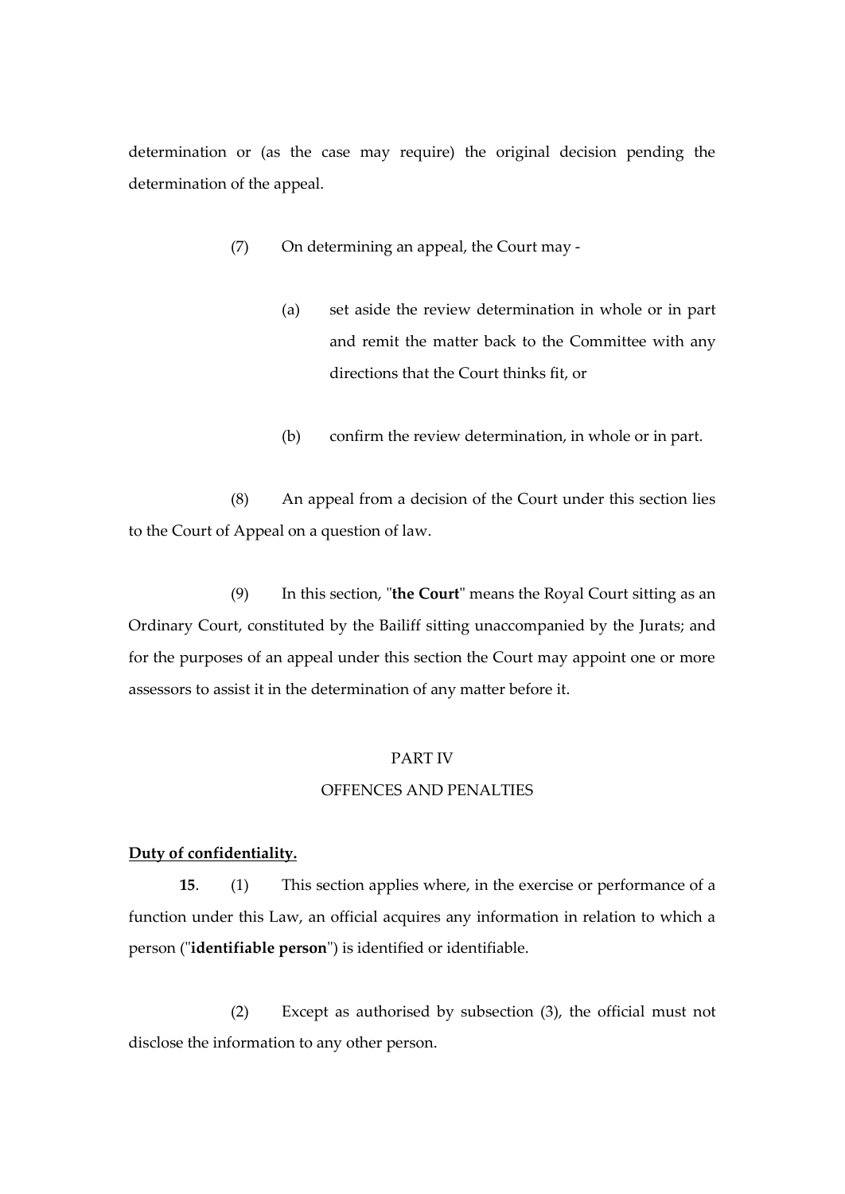determination or (as the case may require) the original decision pending the determination of the appeal.

(7) On determining an appeal, the Court may -

(a) set aside the review determination in whole or in part and remit the matter back to the Committee with any directions that the Court thinks fit, or

(b) confirm the review determination, in whole or in part.

(8) An appeal from a decision of the Court under this section lies to the Court of Appeal on a question of law.

(9) In this section, "**the Court**" means the Royal Court sitting as an Ordinary Court, constituted by the Bailiff sitting unaccompanied by the Jurats; and for the purposes of an appeal under this section the Court may appoint one or more assessors to assist it in the determination of any matter before it.

## PART IV

## OFFENCES AND PENALTIES

**Duty of confidentiality.**

**15**. (1) This section applies where, in the exercise or performance of a function under this Law, an official acquires any information in relation to which a person ("**identifiable person**") is identified or identifiable.

(2) Except as authorised by subsection (3), the official must not disclose the information to any other person.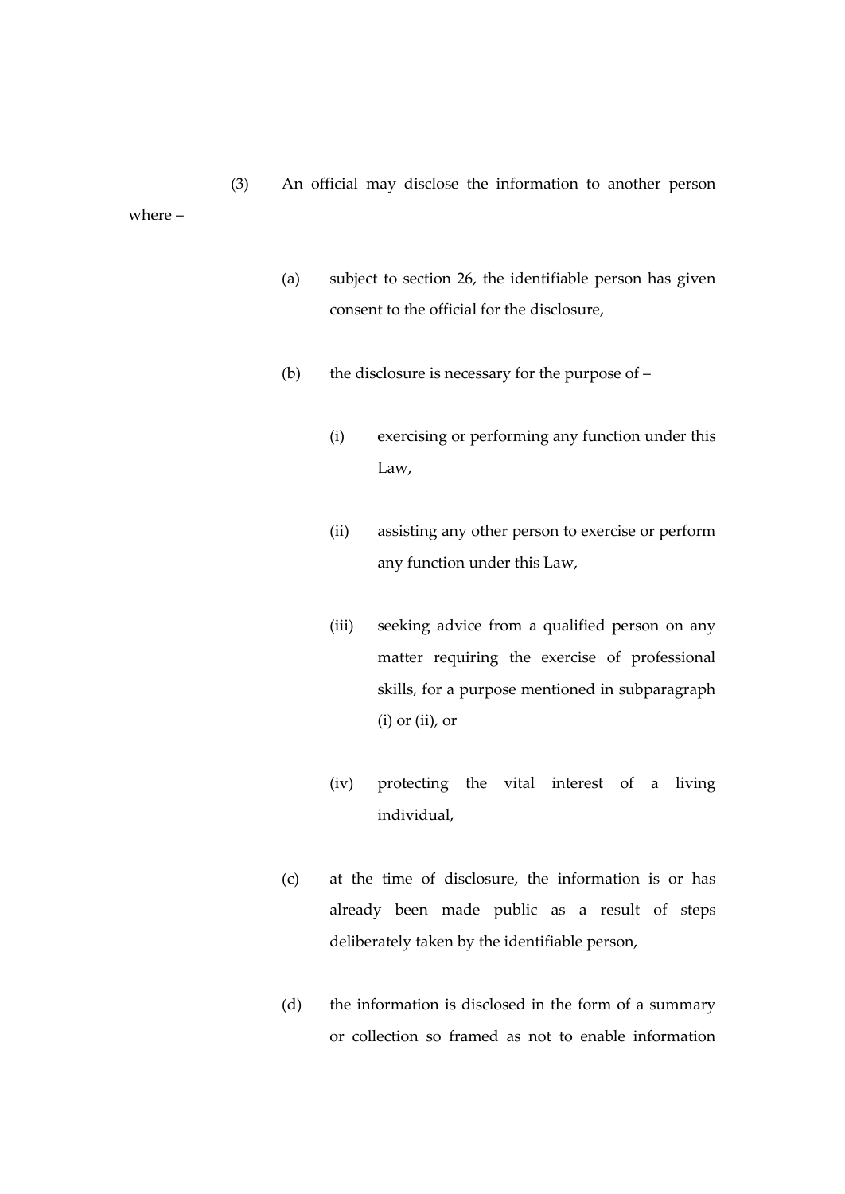(3) An official may disclose the information to another person where –

(a) subject to section 26, the identifiable person has given consent to the official for the disclosure,

(b) the disclosure is necessary for the purpose of –

(i) exercising or performing any function under this Law,

(ii) assisting any other person to exercise or perform any function under this Law,

(iii) seeking advice from a qualified person on any matter requiring the exercise of professional skills, for a purpose mentioned in subparagraph (i) or (ii), or

(iv) protecting the vital interest of a living individual,

(c) at the time of disclosure, the information is or has already been made public as a result of steps deliberately taken by the identifiable person,

(d) the information is disclosed in the form of a summary or collection so framed as not to enable information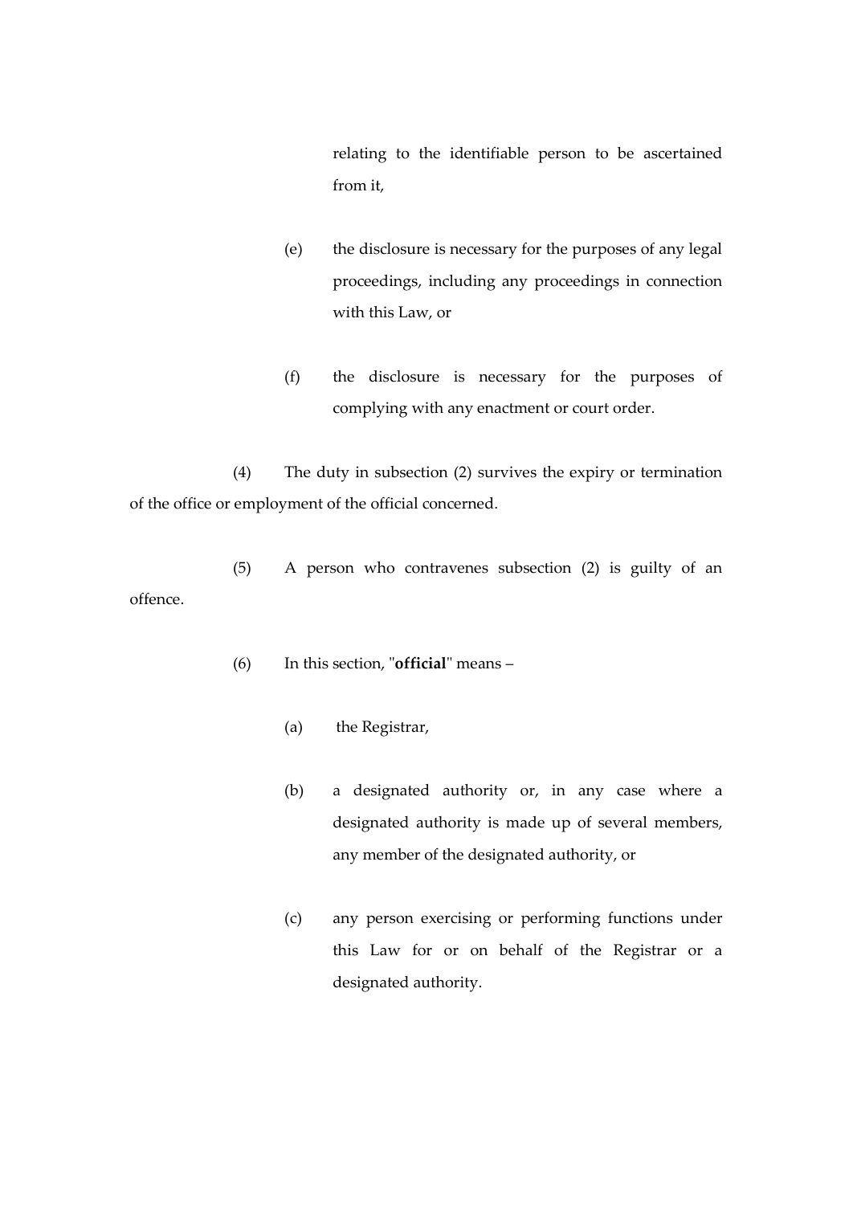relating to the identifiable person to be ascertained from it,

(e) the disclosure is necessary for the purposes of any legal proceedings, including any proceedings in connection with this Law, or

(f) the disclosure is necessary for the purposes of complying with any enactment or court order.

(4) The duty in subsection (2) survives the expiry or termination of the office or employment of the official concerned.

(5) A person who contravenes subsection (2) is guilty of an offence.

(6) In this section, "**official**" means –

(a) the Registrar,

(b) a designated authority or, in any case where a designated authority is made up of several members, any member of the designated authority, or

(c) any person exercising or performing functions under this Law for or on behalf of the Registrar or a designated authority.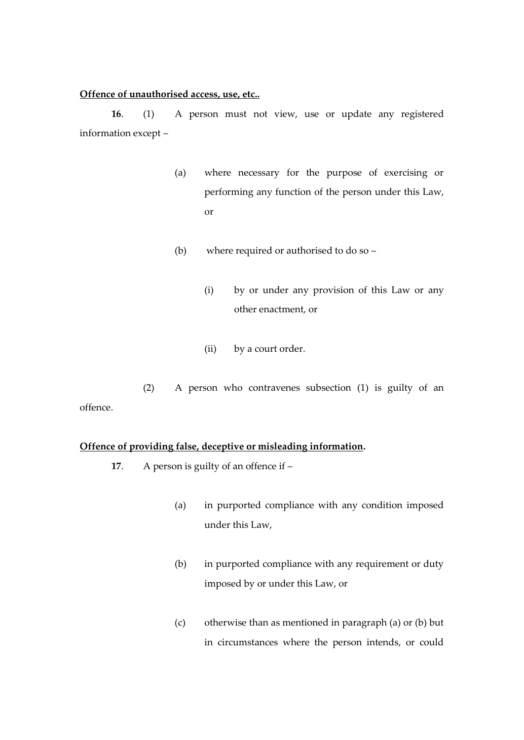**Offence of unauthorised access, use, etc..**

**16**. (1) A person must not view, use or update any registered information except –

(a) where necessary for the purpose of exercising or performing any function of the person under this Law, or

(b) where required or authorised to do so –

(i) by or under any provision of this Law or any other enactment, or

(ii) by a court order.

(2) A person who contravenes subsection (1) is guilty of an offence.

**Offence of providing false, deceptive or misleading information.**

**17**. A person is guilty of an offence if –

(a) in purported compliance with any condition imposed under this Law,

(b) in purported compliance with any requirement or duty imposed by or under this Law, or

(c) otherwise than as mentioned in paragraph (a) or (b) but in circumstances where the person intends, or could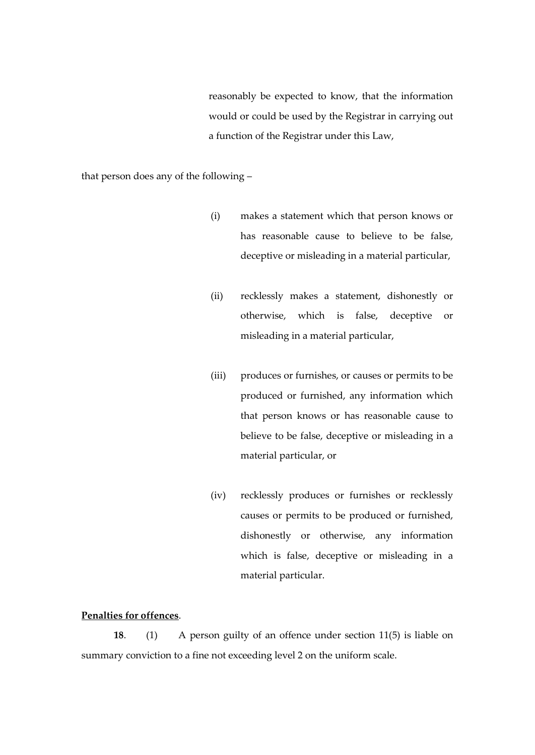reasonably be expected to know, that the information would or could be used by the Registrar in carrying out a function of the Registrar under this Law,

that person does any of the following –

(i) makes a statement which that person knows or has reasonable cause to believe to be false, deceptive or misleading in a material particular,

(ii) recklessly makes a statement, dishonestly or otherwise, which is false, deceptive or misleading in a material particular,

(iii) produces or furnishes, or causes or permits to be produced or furnished, any information which that person knows or has reasonable cause to believe to be false, deceptive or misleading in a material particular, or

(iv) recklessly produces or furnishes or recklessly causes or permits to be produced or furnished, dishonestly or otherwise, any information which is false, deceptive or misleading in a material particular.

**Penalties for offences**.

**18**. (1) A person guilty of an offence under section 11(5) is liable on summary conviction to a fine not exceeding level 2 on the uniform scale.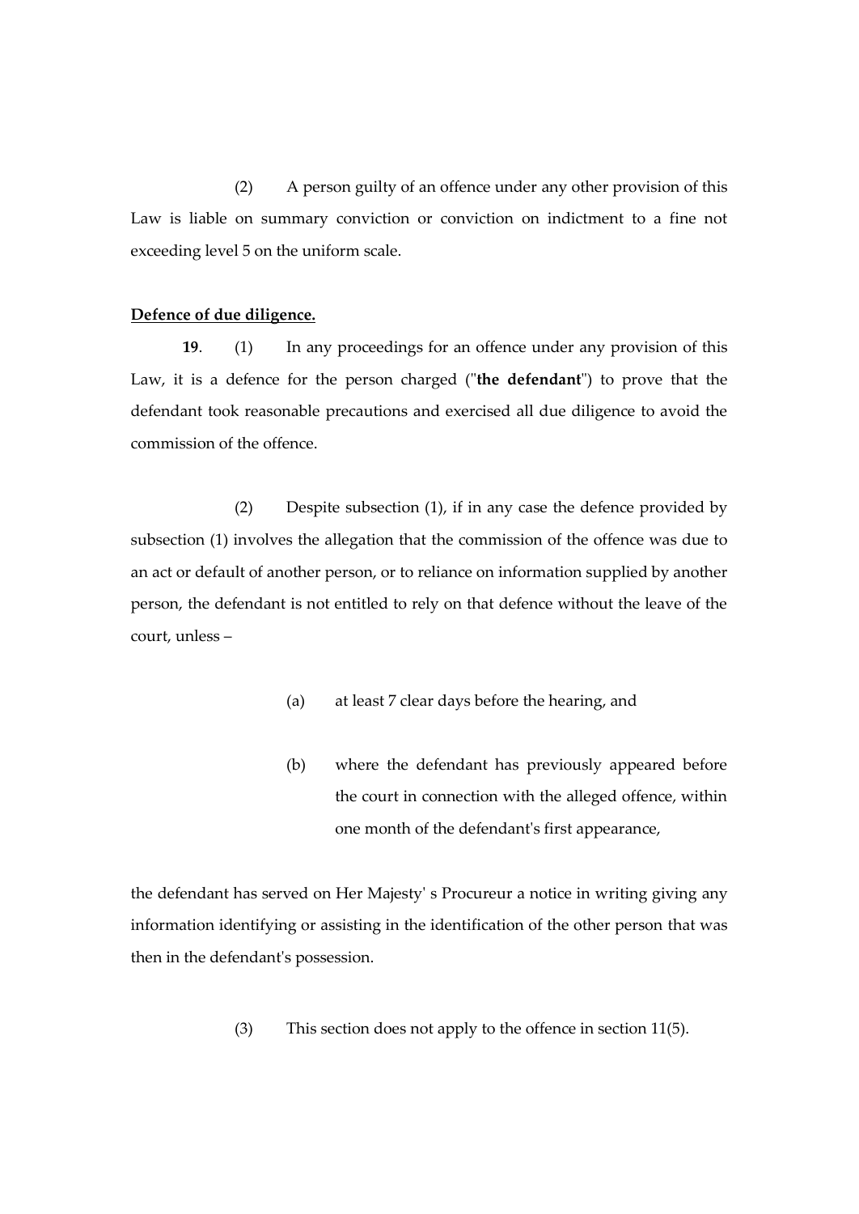(2) A person guilty of an offence under any other provision of this Law is liable on summary conviction or conviction on indictment to a fine not exceeding level 5 on the uniform scale.

**Defence of due diligence.**

**19**. (1) In any proceedings for an offence under any provision of this Law, it is a defence for the person charged ("**the defendant**") to prove that the defendant took reasonable precautions and exercised all due diligence to avoid the commission of the offence.

(2) Despite subsection (1), if in any case the defence provided by subsection (1) involves the allegation that the commission of the offence was due to an act or default of another person, or to reliance on information supplied by another person, the defendant is not entitled to rely on that defence without the leave of the court, unless –

(a) at least 7 clear days before the hearing, and

(b) where the defendant has previously appeared before the court in connection with the alleged offence, within one month of the defendant's first appearance,

the defendant has served on Her Majesty' s Procureur a notice in writing giving any information identifying or assisting in the identification of the other person that was then in the defendant's possession.

(3) This section does not apply to the offence in section 11(5).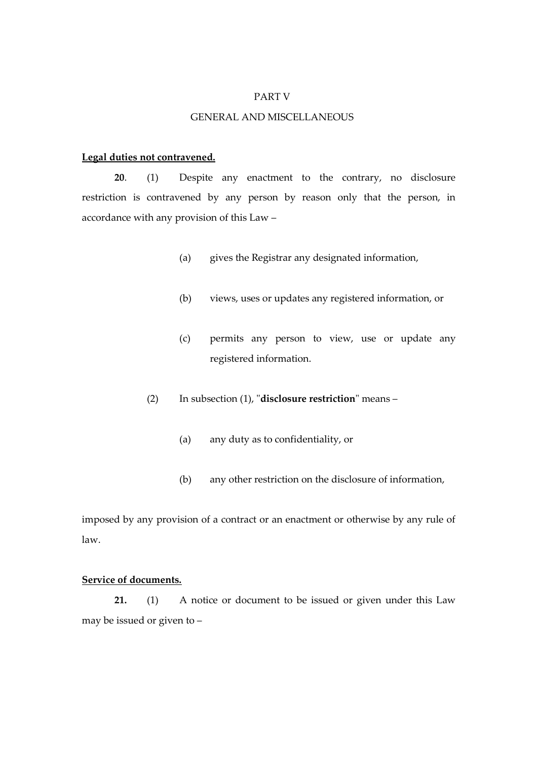PART V

GENERAL AND MISCELLANEOUS

**Legal duties not contravened.**

**20**. (1) Despite any enactment to the contrary, no disclosure restriction is contravened by any person by reason only that the person, in accordance with any provision of this Law –

(a) gives the Registrar any designated information,

(b) views, uses or updates any registered information, or

(c) permits any person to view, use or update any registered information.

(2) In subsection (1), "**disclosure restriction**" means –

(a) any duty as to confidentiality, or

(b) any other restriction on the disclosure of information,

imposed by any provision of a contract or an enactment or otherwise by any rule of law.

**Service of documents.**

**21.** (1) A notice or document to be issued or given under this Law may be issued or given to –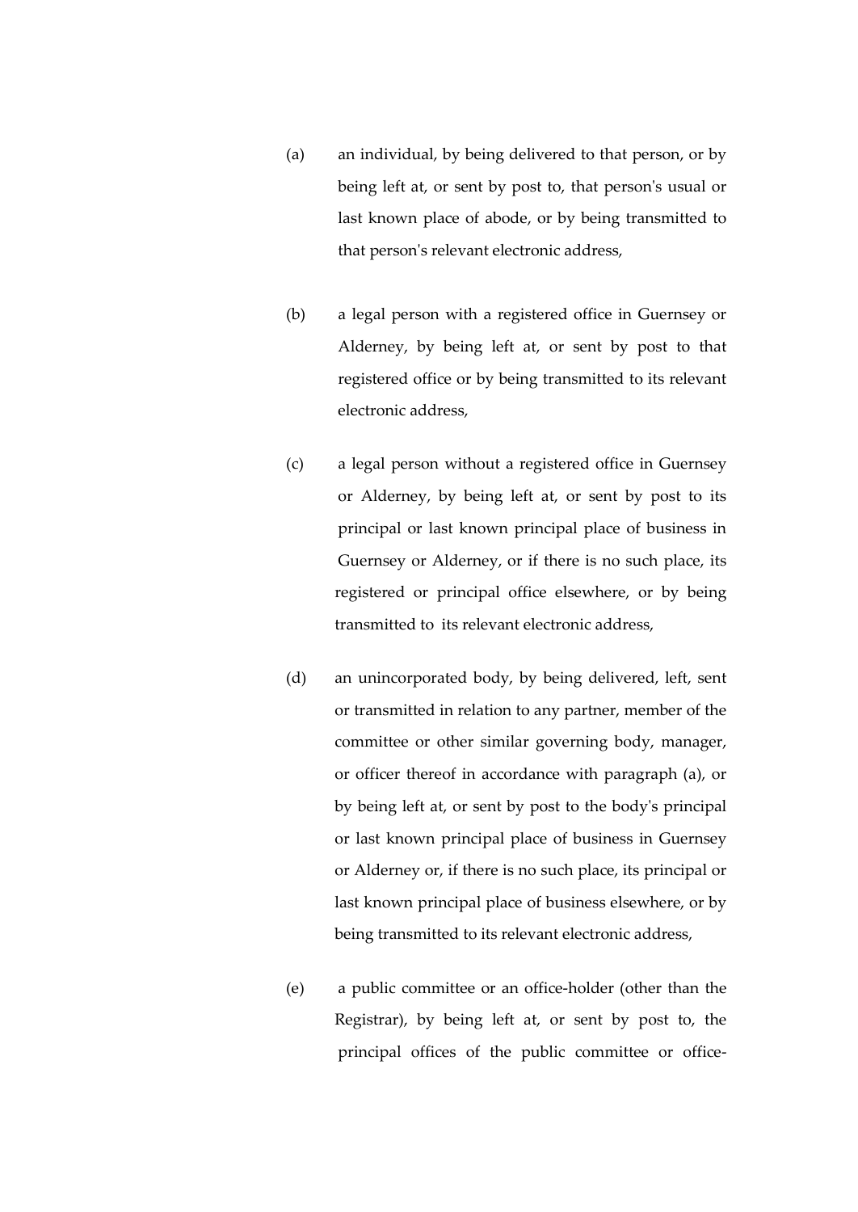(a) an individual, by being delivered to that person, or by being left at, or sent by post to, that person's usual or last known place of abode, or by being transmitted to that person's relevant electronic address,

(b) a legal person with a registered office in Guernsey or Alderney, by being left at, or sent by post to that registered office or by being transmitted to its relevant electronic address,

(c) a legal person without a registered office in Guernsey or Alderney, by being left at, or sent by post to its principal or last known principal place of business in Guernsey or Alderney, or if there is no such place, its registered or principal office elsewhere, or by being transmitted to its relevant electronic address,

(d) an unincorporated body, by being delivered, left, sent or transmitted in relation to any partner, member of the committee or other similar governing body, manager, or officer thereof in accordance with paragraph (a), or by being left at, or sent by post to the body's principal or last known principal place of business in Guernsey or Alderney or, if there is no such place, its principal or last known principal place of business elsewhere, or by being transmitted to its relevant electronic address,

(e) a public committee or an office-holder (other than the Registrar), by being left at, or sent by post to, the principal offices of the public committee or office-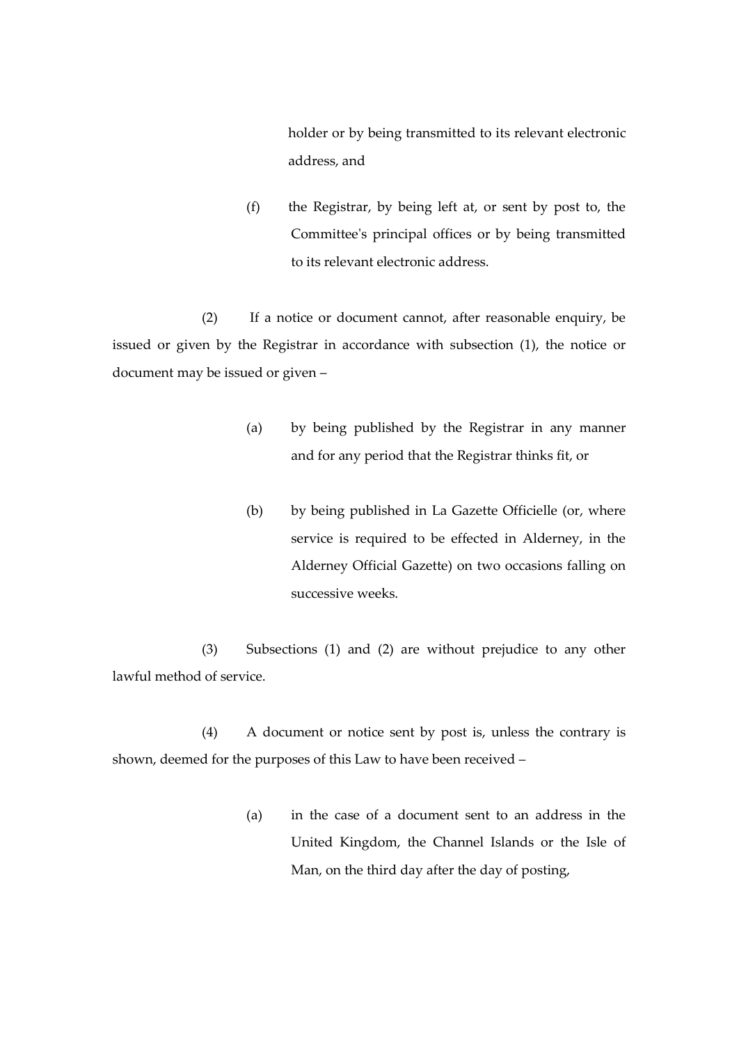holder or by being transmitted to its relevant electronic address, and

(f) the Registrar, by being left at, or sent by post to, the Committee's principal offices or by being transmitted to its relevant electronic address.

(2) If a notice or document cannot, after reasonable enquiry, be issued or given by the Registrar in accordance with subsection (1), the notice or document may be issued or given –

(a) by being published by the Registrar in any manner and for any period that the Registrar thinks fit, or

(b) by being published in La Gazette Officielle (or, where service is required to be effected in Alderney, in the Alderney Official Gazette) on two occasions falling on successive weeks.

(3) Subsections (1) and (2) are without prejudice to any other lawful method of service.

(4) A document or notice sent by post is, unless the contrary is shown, deemed for the purposes of this Law to have been received –

(a) in the case of a document sent to an address in the United Kingdom, the Channel Islands or the Isle of Man, on the third day after the day of posting,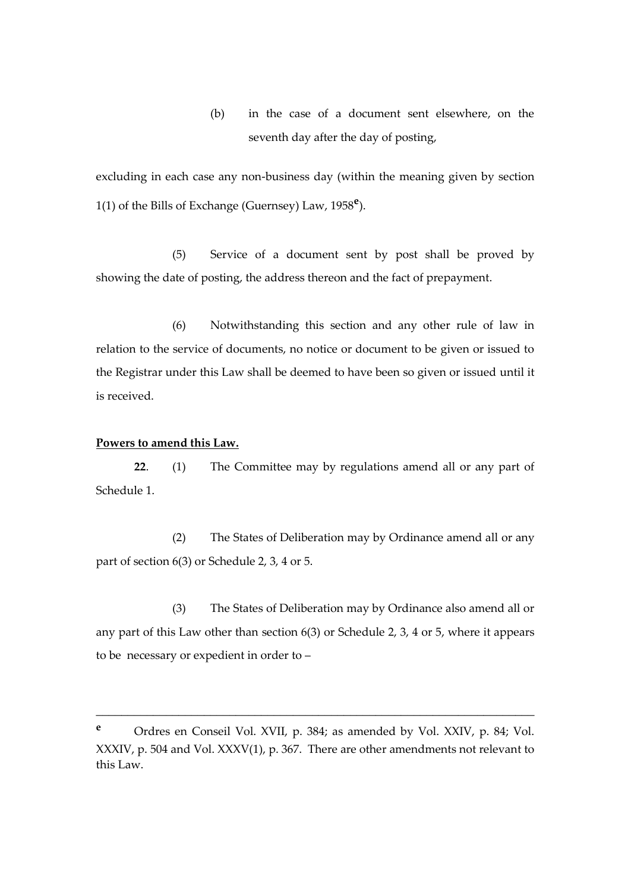(b) in the case of a document sent elsewhere, on the seventh day after the day of posting,

excluding in each case any non-business day (within the meaning given by section 1(1) of the Bills of Exchange (Guernsey) Law, 1958[e]).

(5) Service of a document sent by post shall be proved by showing the date of posting, the address thereon and the fact of prepayment.

(6) Notwithstanding this section and any other rule of law in relation to the service of documents, no notice or document to be given or issued to the Registrar under this Law shall be deemed to have been so given or issued until it is received.

**Powers to amend this Law.**

**22**. (1) The Committee may by regulations amend all or any part of Schedule 1.

(2) The States of Deliberation may by Ordinance amend all or any part of section 6(3) or Schedule 2, 3, 4 or 5.

(3) The States of Deliberation may by Ordinance also amend all or any part of this Law other than section 6(3) or Schedule 2, 3, 4 or 5, where it appears to be necessary or expedient in order to –

---

[e] Ordres en Conseil Vol. XVII, p. 384; as amended by Vol. XXIV, p. 84; Vol. XXXIV, p. 504 and Vol. XXXV(1), p. 367. There are other amendments not relevant to this Law.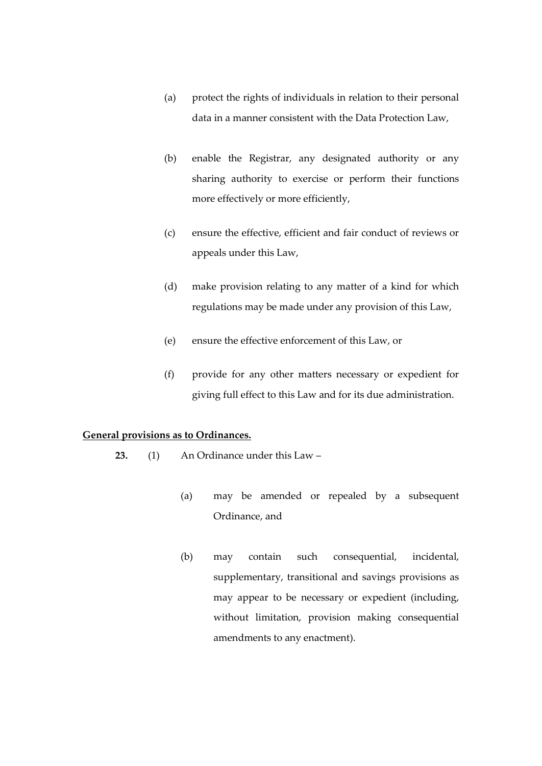(a) protect the rights of individuals in relation to their personal data in a manner consistent with the Data Protection Law,

(b) enable the Registrar, any designated authority or any sharing authority to exercise or perform their functions more effectively or more efficiently,

(c) ensure the effective, efficient and fair conduct of reviews or appeals under this Law,

(d) make provision relating to any matter of a kind for which regulations may be made under any provision of this Law,

(e) ensure the effective enforcement of this Law, or

(f) provide for any other matters necessary or expedient for giving full effect to this Law and for its due administration.

**General provisions as to Ordinances.**

**23.** (1) An Ordinance under this Law –

(a) may be amended or repealed by a subsequent Ordinance, and

(b) may contain such consequential, incidental, supplementary, transitional and savings provisions as may appear to be necessary or expedient (including, without limitation, provision making consequential amendments to any enactment).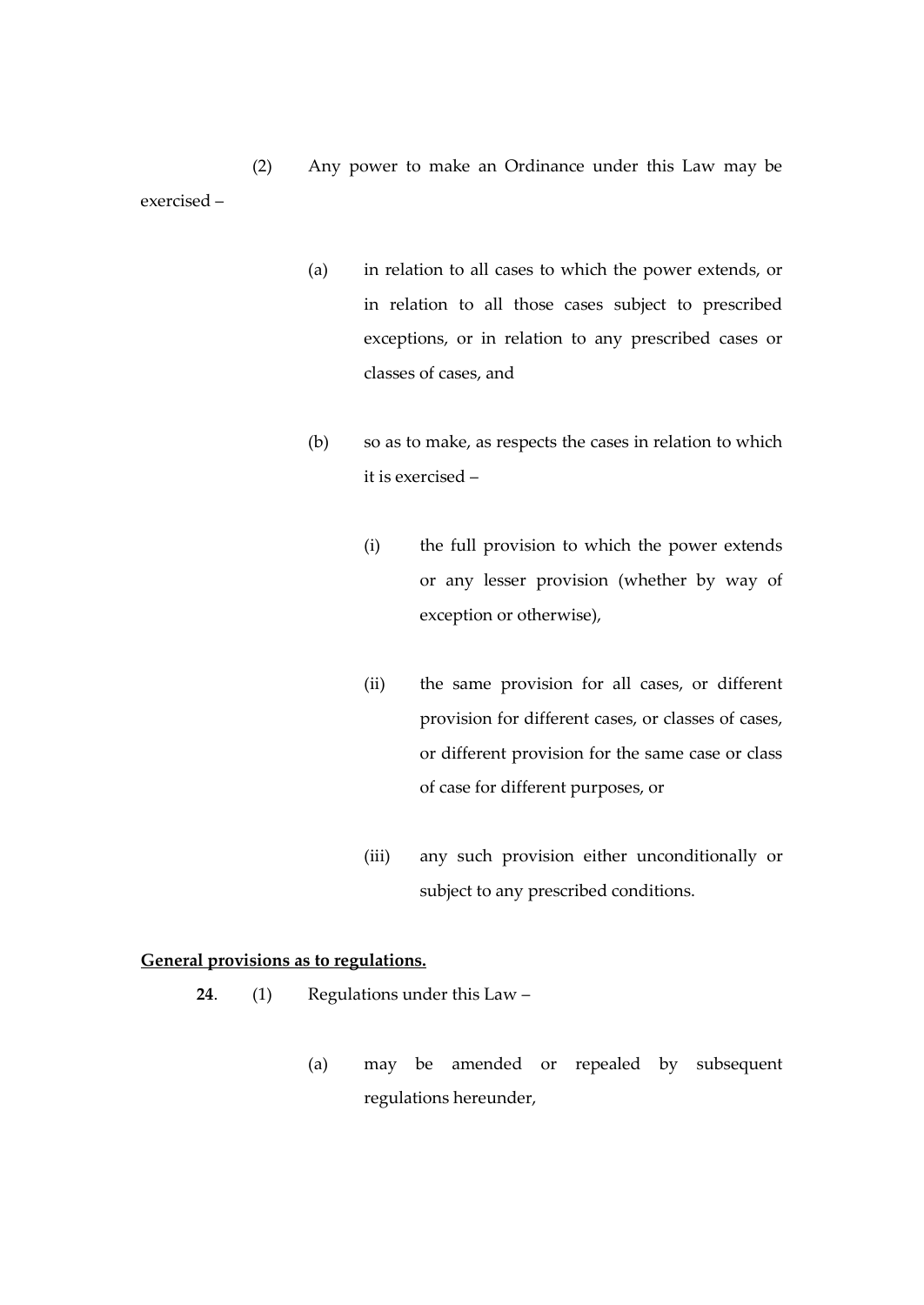(2) Any power to make an Ordinance under this Law may be exercised –

(a) in relation to all cases to which the power extends, or in relation to all those cases subject to prescribed exceptions, or in relation to any prescribed cases or classes of cases, and

(b) so as to make, as respects the cases in relation to which it is exercised –

(i) the full provision to which the power extends or any lesser provision (whether by way of exception or otherwise),

(ii) the same provision for all cases, or different provision for different cases, or classes of cases, or different provision for the same case or class of case for different purposes, or

(iii) any such provision either unconditionally or subject to any prescribed conditions.

**General provisions as to regulations.**

**24**. (1) Regulations under this Law –

(a) may be amended or repealed by subsequent regulations hereunder,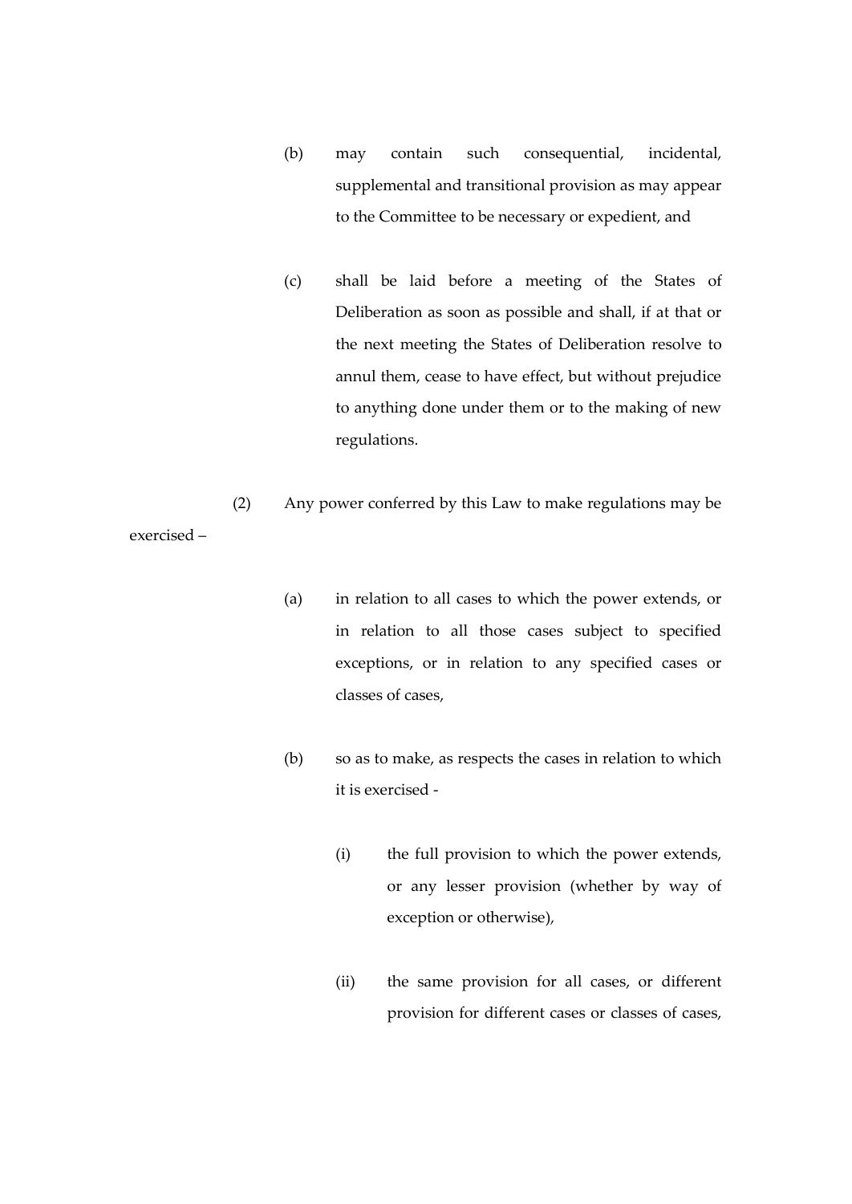(b) may contain such consequential, incidental, supplemental and transitional provision as may appear to the Committee to be necessary or expedient, and

(c) shall be laid before a meeting of the States of Deliberation as soon as possible and shall, if at that or the next meeting the States of Deliberation resolve to annul them, cease to have effect, but without prejudice to anything done under them or to the making of new regulations.

(2) Any power conferred by this Law to make regulations may be exercised –

(a) in relation to all cases to which the power extends, or in relation to all those cases subject to specified exceptions, or in relation to any specified cases or classes of cases,

(b) so as to make, as respects the cases in relation to which it is exercised -

(i) the full provision to which the power extends, or any lesser provision (whether by way of exception or otherwise),

(ii) the same provision for all cases, or different provision for different cases or classes of cases,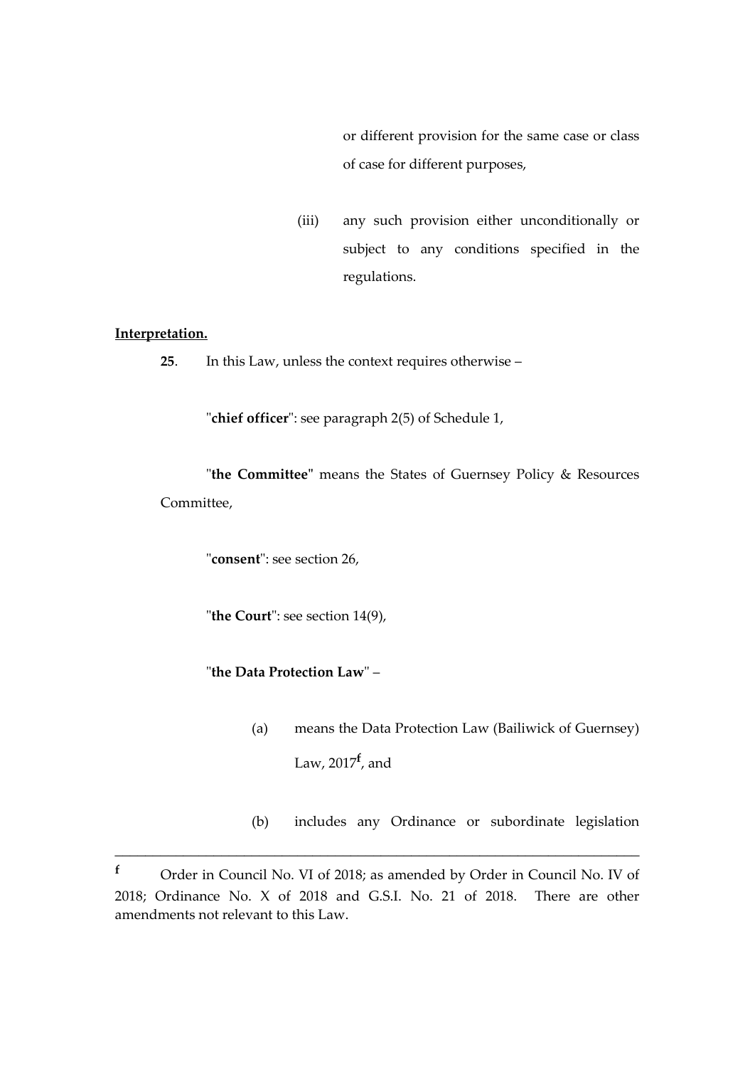or different provision for the same case or class of case for different purposes,

(iii) any such provision either unconditionally or subject to any conditions specified in the regulations.

**Interpretation.**

**25**. In this Law, unless the context requires otherwise –

"**chief officer**": see paragraph 2(5) of Schedule 1,

"**the Committee**" means the States of Guernsey Policy & Resources Committee,

"**consent**": see section 26,

"**the Court**": see section 14(9),

"**the Data Protection Law**" –

(a) means the Data Protection Law (Bailiwick of Guernsey) Law, 2017[f], and

(b) includes any Ordinance or subordinate legislation

---

[f] Order in Council No. VI of 2018; as amended by Order in Council No. IV of 2018; Ordinance No. X of 2018 and G.S.I. No. 21 of 2018. There are other amendments not relevant to this Law.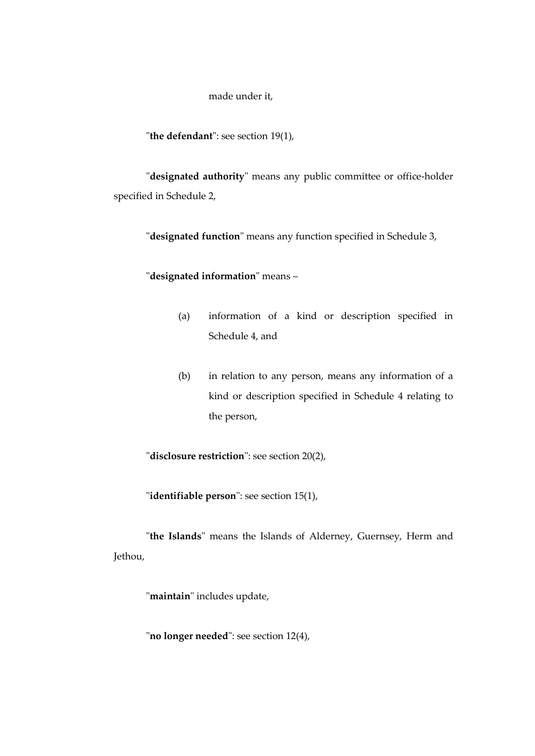made under it,

"**the defendant**": see section 19(1),

"**designated authority**" means any public committee or office-holder specified in Schedule 2,

"**designated function**" means any function specified in Schedule 3,

"**designated information**" means –

(a) information of a kind or description specified in Schedule 4, and

(b) in relation to any person, means any information of a kind or description specified in Schedule 4 relating to the person,

"**disclosure restriction**": see section 20(2),

"**identifiable person**": see section 15(1),

"**the Islands**" means the Islands of Alderney, Guernsey, Herm and Jethou,

"**maintain**" includes update,

"**no longer needed**": see section 12(4),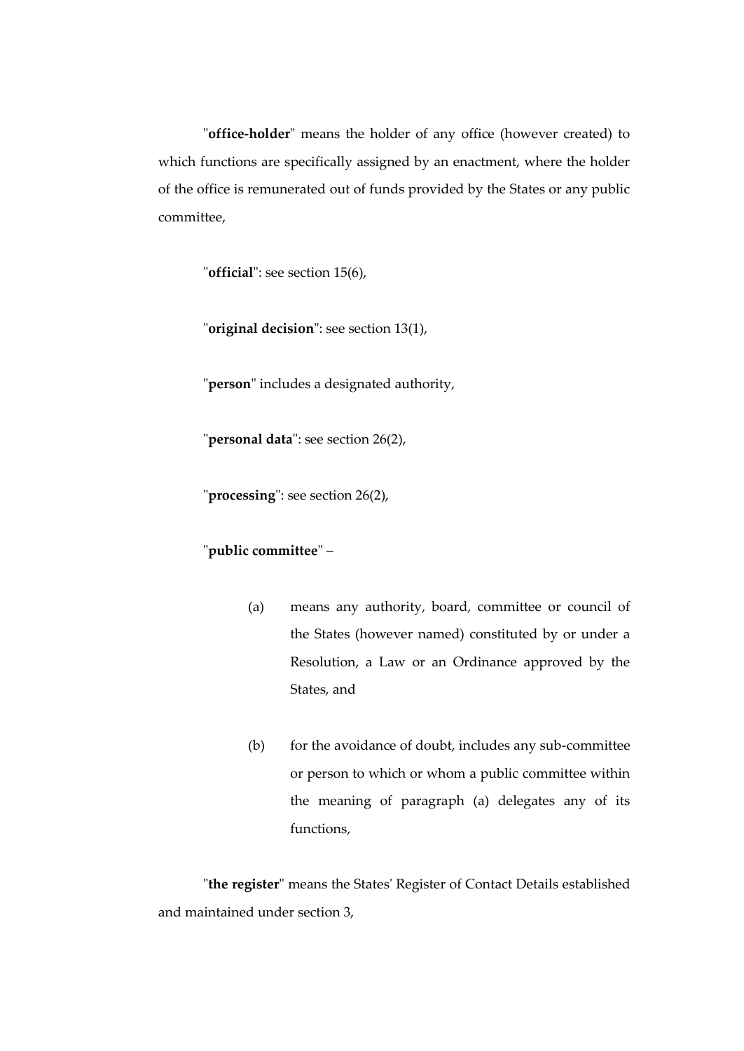"**office-holder**" means the holder of any office (however created) to which functions are specifically assigned by an enactment, where the holder of the office is remunerated out of funds provided by the States or any public committee,

"**official**": see section 15(6),

"**original decision**": see section 13(1),

"**person**" includes a designated authority,

"**personal data**": see section 26(2),

"**processing**": see section 26(2),

"**public committee**" –

(a) means any authority, board, committee or council of the States (however named) constituted by or under a Resolution, a Law or an Ordinance approved by the States, and

(b) for the avoidance of doubt, includes any sub-committee or person to which or whom a public committee within the meaning of paragraph (a) delegates any of its functions,

"**the register**" means the States' Register of Contact Details established and maintained under section 3,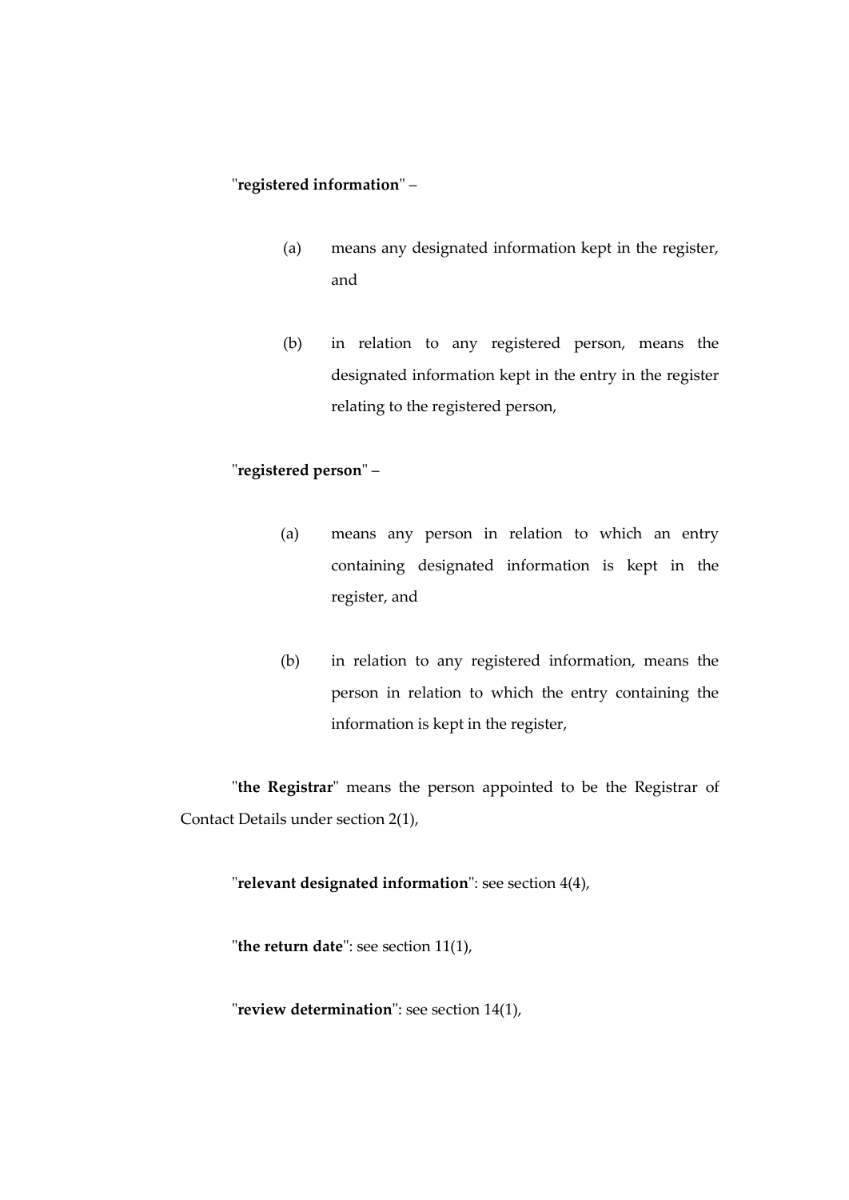"**registered information**" –

(a) means any designated information kept in the register, and

(b) in relation to any registered person, means the designated information kept in the entry in the register relating to the registered person,

"**registered person**" –

(a) means any person in relation to which an entry containing designated information is kept in the register, and

(b) in relation to any registered information, means the person in relation to which the entry containing the information is kept in the register,

"**the Registrar**" means the person appointed to be the Registrar of Contact Details under section 2(1),

"**relevant designated information**": see section 4(4),

"**the return date**": see section 11(1),

"**review determination**": see section 14(1),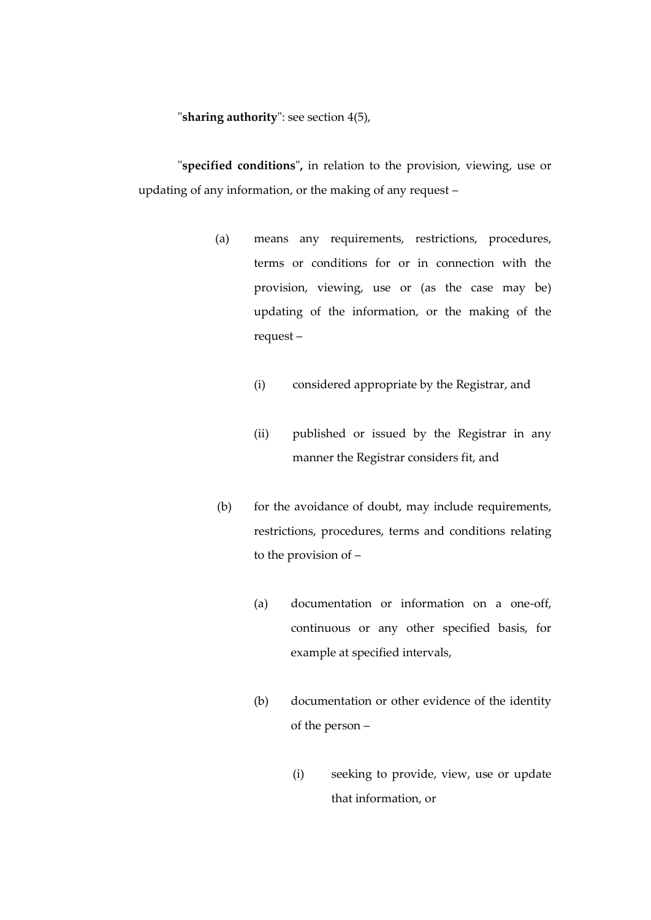"**sharing authority**": see section 4(5),

"**specified conditions**", in relation to the provision, viewing, use or updating of any information, or the making of any request –

(a) means any requirements, restrictions, procedures, terms or conditions for or in connection with the provision, viewing, use or (as the case may be) updating of the information, or the making of the request –

(i) considered appropriate by the Registrar, and

(ii) published or issued by the Registrar in any manner the Registrar considers fit, and

(b) for the avoidance of doubt, may include requirements, restrictions, procedures, terms and conditions relating to the provision of –

(a) documentation or information on a one-off, continuous or any other specified basis, for example at specified intervals,

(b) documentation or other evidence of the identity of the person –

(i) seeking to provide, view, use or update that information, or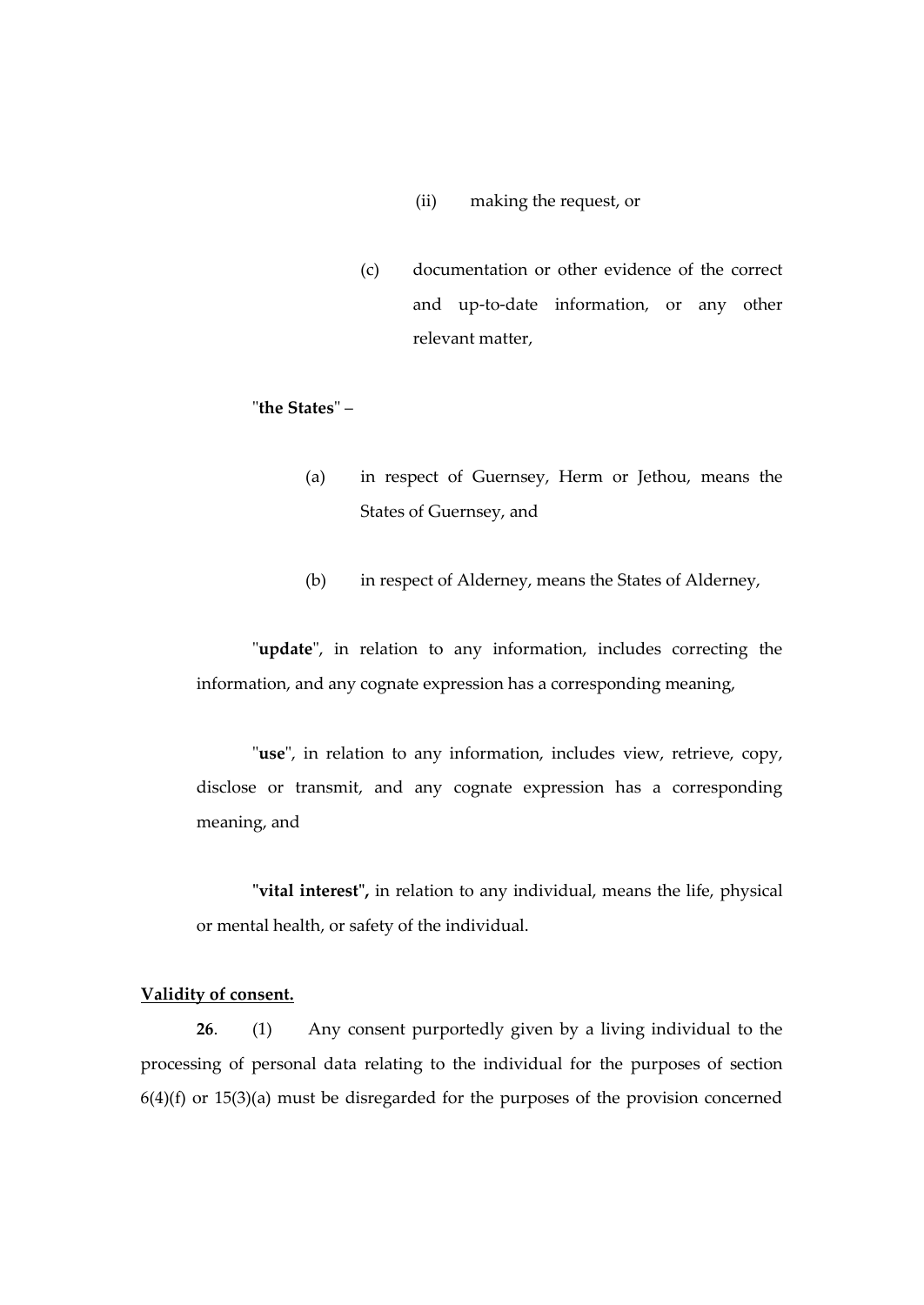(ii) making the request, or

(c) documentation or other evidence of the correct and up-to-date information, or any other relevant matter,

"**the States**" –

(a) in respect of Guernsey, Herm or Jethou, means the States of Guernsey, and

(b) in respect of Alderney, means the States of Alderney,

"**update**", in relation to any information, includes correcting the information, and any cognate expression has a corresponding meaning,

"**use**", in relation to any information, includes view, retrieve, copy, disclose or transmit, and any cognate expression has a corresponding meaning, and

**"vital interest",** in relation to any individual, means the life, physical or mental health, or safety of the individual.

**Validity of consent.**

**26**. (1) Any consent purportedly given by a living individual to the processing of personal data relating to the individual for the purposes of section 6(4)(f) or 15(3)(a) must be disregarded for the purposes of the provision concerned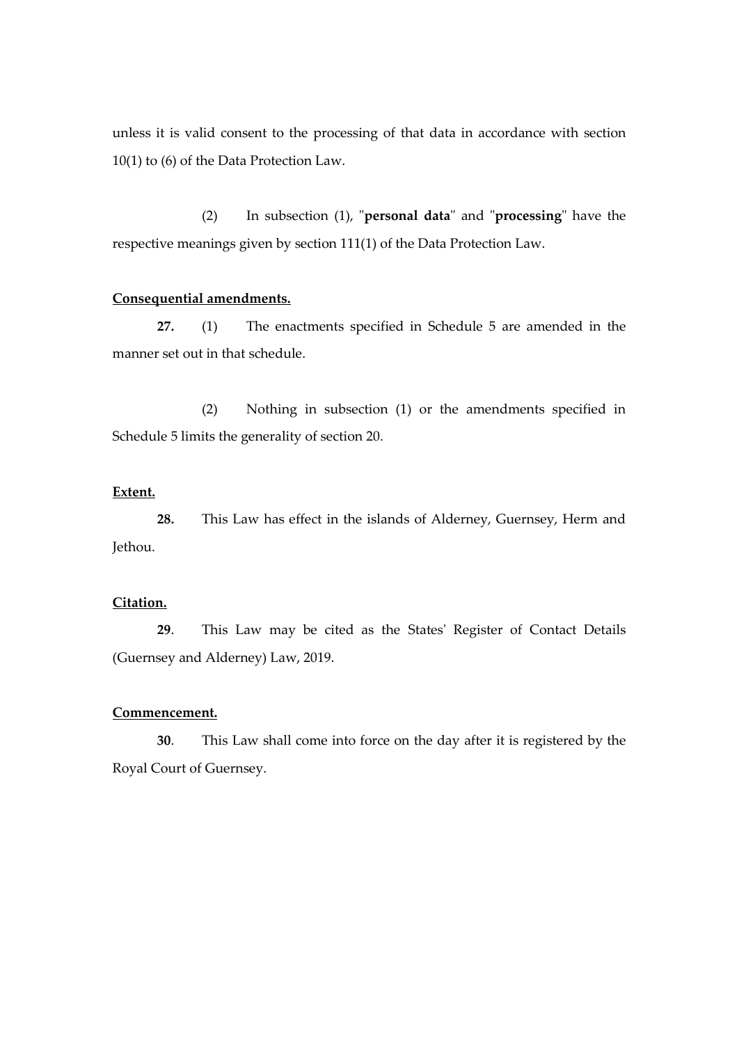unless it is valid consent to the processing of that data in accordance with section 10(1) to (6) of the Data Protection Law.

(2) In subsection (1), "**personal data**" and "**processing**" have the respective meanings given by section 111(1) of the Data Protection Law.

**Consequential amendments.**

**27.** (1) The enactments specified in Schedule 5 are amended in the manner set out in that schedule.

(2) Nothing in subsection (1) or the amendments specified in Schedule 5 limits the generality of section 20.

**Extent.**

**28.** This Law has effect in the islands of Alderney, Guernsey, Herm and Jethou.

**Citation.**

**29**. This Law may be cited as the States' Register of Contact Details (Guernsey and Alderney) Law, 2019.

**Commencement.**

**30**. This Law shall come into force on the day after it is registered by the Royal Court of Guernsey.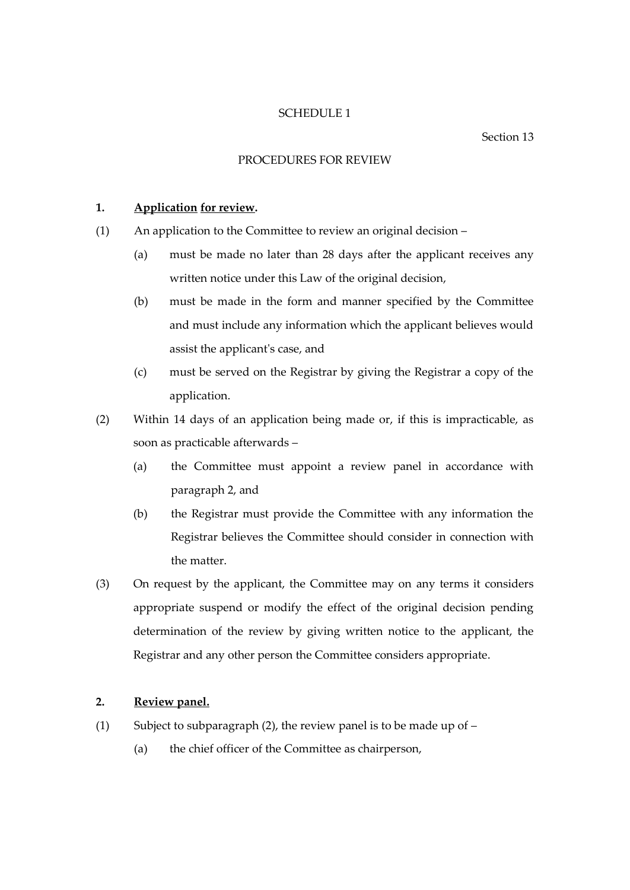SCHEDULE 1

Section 13

PROCEDURES FOR REVIEW

**1. Application for review.**

(1) An application to the Committee to review an original decision –

(a) must be made no later than 28 days after the applicant receives any written notice under this Law of the original decision,

(b) must be made in the form and manner specified by the Committee and must include any information which the applicant believes would assist the applicant's case, and

(c) must be served on the Registrar by giving the Registrar a copy of the application.

(2) Within 14 days of an application being made or, if this is impracticable, as soon as practicable afterwards –

(a) the Committee must appoint a review panel in accordance with paragraph 2, and

(b) the Registrar must provide the Committee with any information the Registrar believes the Committee should consider in connection with the matter.

(3) On request by the applicant, the Committee may on any terms it considers appropriate suspend or modify the effect of the original decision pending determination of the review by giving written notice to the applicant, the Registrar and any other person the Committee considers appropriate.

**2. Review panel.**

(1) Subject to subparagraph (2), the review panel is to be made up of –

(a) the chief officer of the Committee as chairperson,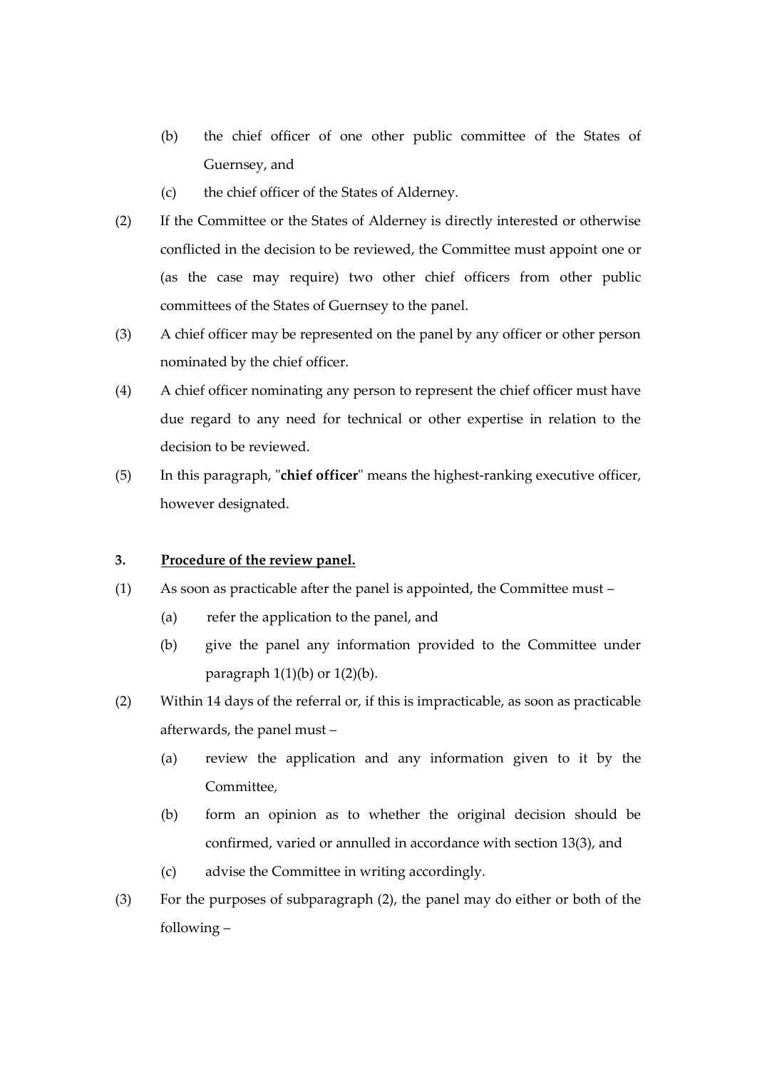(b) the chief officer of one other public committee of the States of Guernsey, and

(c) the chief officer of the States of Alderney.

(2) If the Committee or the States of Alderney is directly interested or otherwise conflicted in the decision to be reviewed, the Committee must appoint one or (as the case may require) two other chief officers from other public committees of the States of Guernsey to the panel.

(3) A chief officer may be represented on the panel by any officer or other person nominated by the chief officer.

(4) A chief officer nominating any person to represent the chief officer must have due regard to any need for technical or other expertise in relation to the decision to be reviewed.

(5) In this paragraph, "**chief officer**" means the highest-ranking executive officer, however designated.

**3. <u>Procedure of the review panel.</u>**

(1) As soon as practicable after the panel is appointed, the Committee must –

(a) refer the application to the panel, and

(b) give the panel any information provided to the Committee under paragraph 1(1)(b) or 1(2)(b).

(2) Within 14 days of the referral or, if this is impracticable, as soon as practicable afterwards, the panel must –

(a) review the application and any information given to it by the Committee,

(b) form an opinion as to whether the original decision should be confirmed, varied or annulled in accordance with section 13(3), and

(c) advise the Committee in writing accordingly.

(3) For the purposes of subparagraph (2), the panel may do either or both of the following –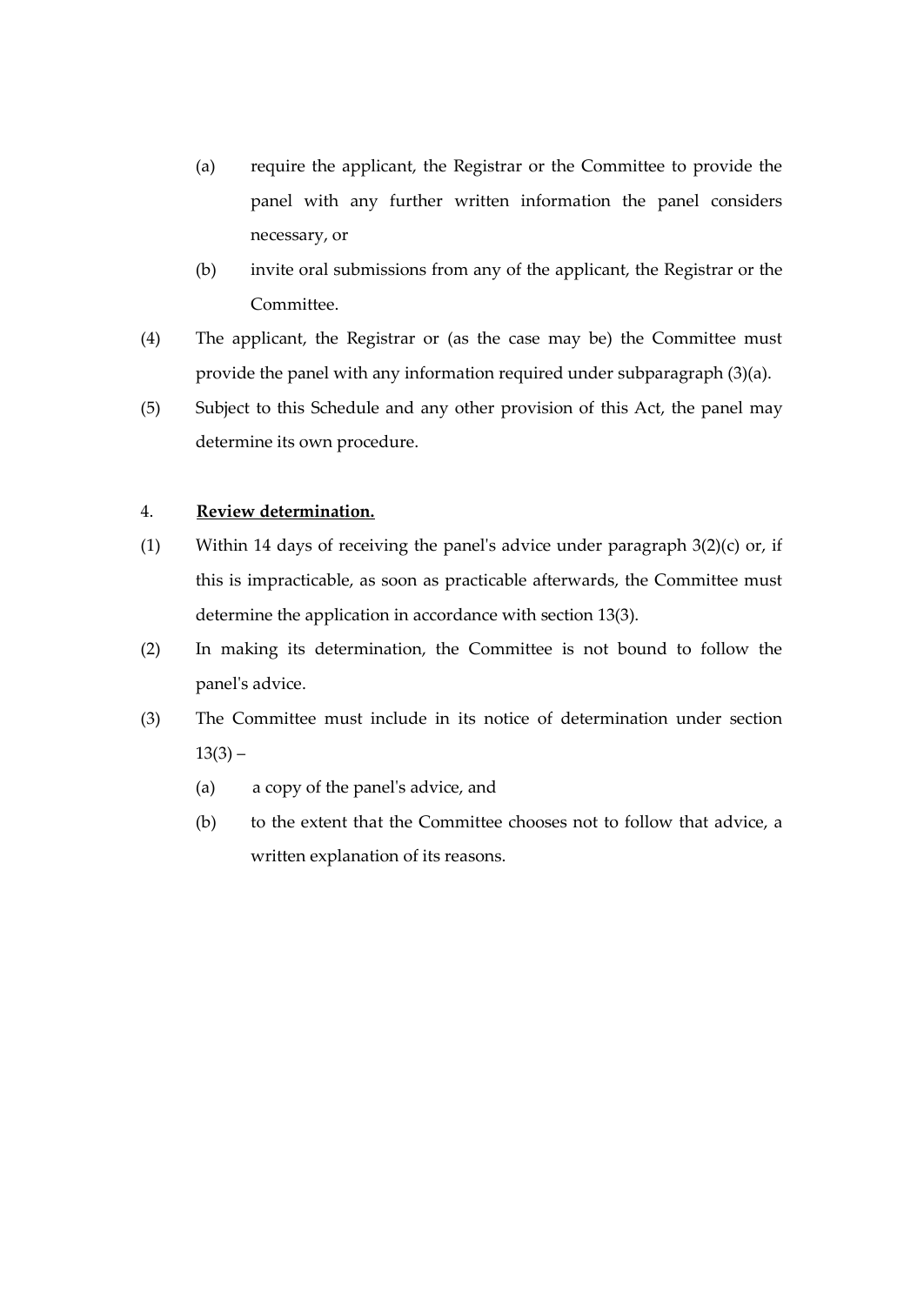(a) require the applicant, the Registrar or the Committee to provide the panel with any further written information the panel considers necessary, or

(b) invite oral submissions from any of the applicant, the Registrar or the Committee.

(4) The applicant, the Registrar or (as the case may be) the Committee must provide the panel with any information required under subparagraph (3)(a).

(5) Subject to this Schedule and any other provision of this Act, the panel may determine its own procedure.

4. **Review determination.**

(1) Within 14 days of receiving the panel's advice under paragraph 3(2)(c) or, if this is impracticable, as soon as practicable afterwards, the Committee must determine the application in accordance with section 13(3).

(2) In making its determination, the Committee is not bound to follow the panel's advice.

(3) The Committee must include in its notice of determination under section 13(3) –

(a) a copy of the panel's advice, and

(b) to the extent that the Committee chooses not to follow that advice, a written explanation of its reasons.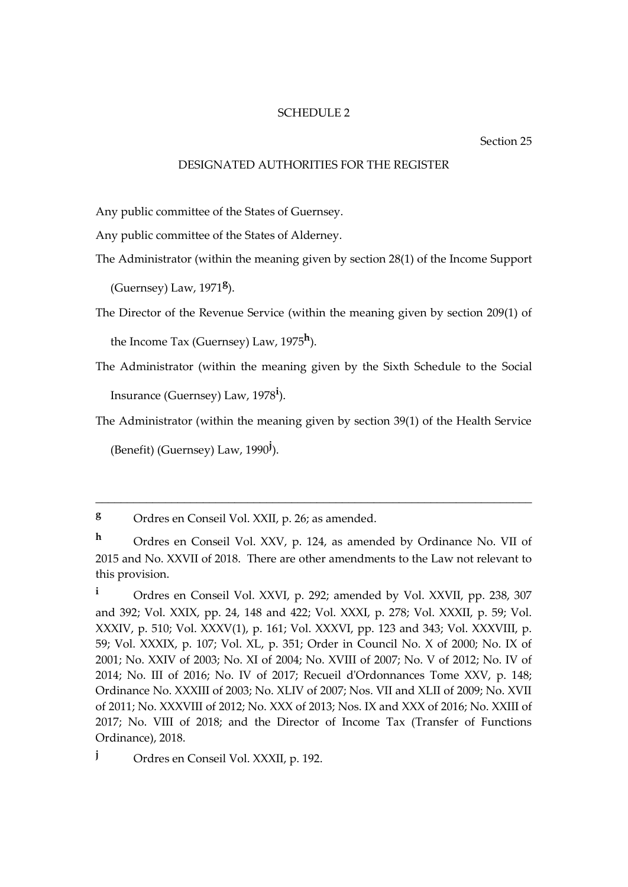## SCHEDULE 2

Section 25

### DESIGNATED AUTHORITIES FOR THE REGISTER

Any public committee of the States of Guernsey.

Any public committee of the States of Alderney.

The Administrator (within the meaning given by section 28(1) of the Income Support (Guernsey) Law, 1971[g]).

The Director of the Revenue Service (within the meaning given by section 209(1) of the Income Tax (Guernsey) Law, 1975[h]).

The Administrator (within the meaning given by the Sixth Schedule to the Social Insurance (Guernsey) Law, 1978[i]).

The Administrator (within the meaning given by section 39(1) of the Health Service (Benefit) (Guernsey) Law, 1990[j]).

---

[g] Ordres en Conseil Vol. XXII, p. 26; as amended.

[h] Ordres en Conseil Vol. XXV, p. 124, as amended by Ordinance No. VII of 2015 and No. XXVII of 2018. There are other amendments to the Law not relevant to this provision.

[i] Ordres en Conseil Vol. XXVI, p. 292; amended by Vol. XXVII, pp. 238, 307 and 392; Vol. XXIX, pp. 24, 148 and 422; Vol. XXXI, p. 278; Vol. XXXII, p. 59; Vol. XXXIV, p. 510; Vol. XXXV(1), p. 161; Vol. XXXVI, pp. 123 and 343; Vol. XXXVIII, p. 59; Vol. XXXIX, p. 107; Vol. XL, p. 351; Order in Council No. X of 2000; No. IX of 2001; No. XXIV of 2003; No. XI of 2004; No. XVIII of 2007; No. V of 2012; No. IV of 2014; No. III of 2016; No. IV of 2017; Recueil d'Ordonnances Tome XXV, p. 148; Ordinance No. XXXIII of 2003; No. XLIV of 2007; Nos. VII and XLII of 2009; No. XVII of 2011; No. XXXVIII of 2012; No. XXX of 2013; Nos. IX and XXX of 2016; No. XXIII of 2017; No. VIII of 2018; and the Director of Income Tax (Transfer of Functions Ordinance), 2018.

[j] Ordres en Conseil Vol. XXXII, p. 192.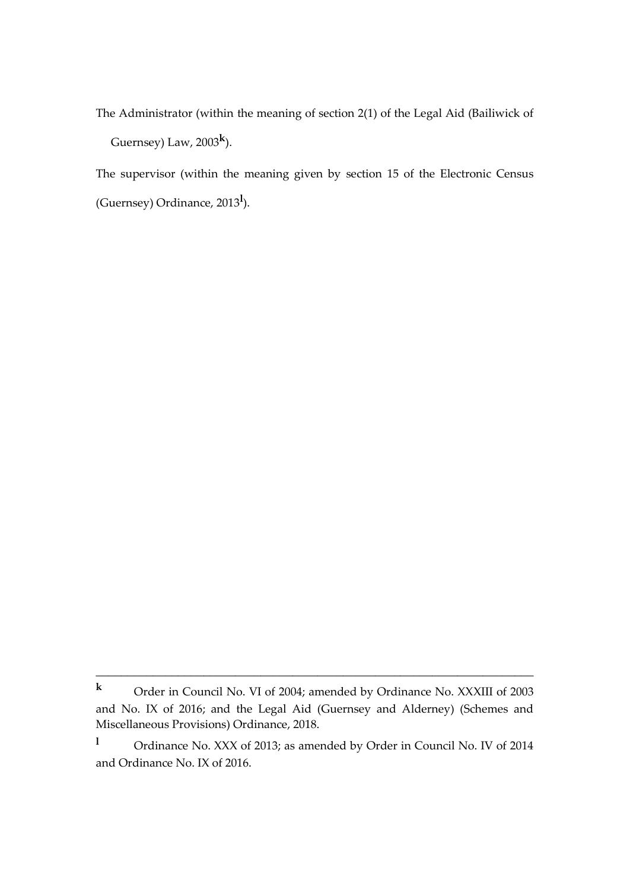The Administrator (within the meaning of section 2(1) of the Legal Aid (Bailiwick of Guernsey) Law, 2003[k]).

The supervisor (within the meaning given by section 15 of the Electronic Census (Guernsey) Ordinance, 2013[l]).

---

[k] Order in Council No. VI of 2004; amended by Ordinance No. XXXIII of 2003 and No. IX of 2016; and the Legal Aid (Guernsey and Alderney) (Schemes and Miscellaneous Provisions) Ordinance, 2018.

[l] Ordinance No. XXX of 2013; as amended by Order in Council No. IV of 2014 and Ordinance No. IX of 2016.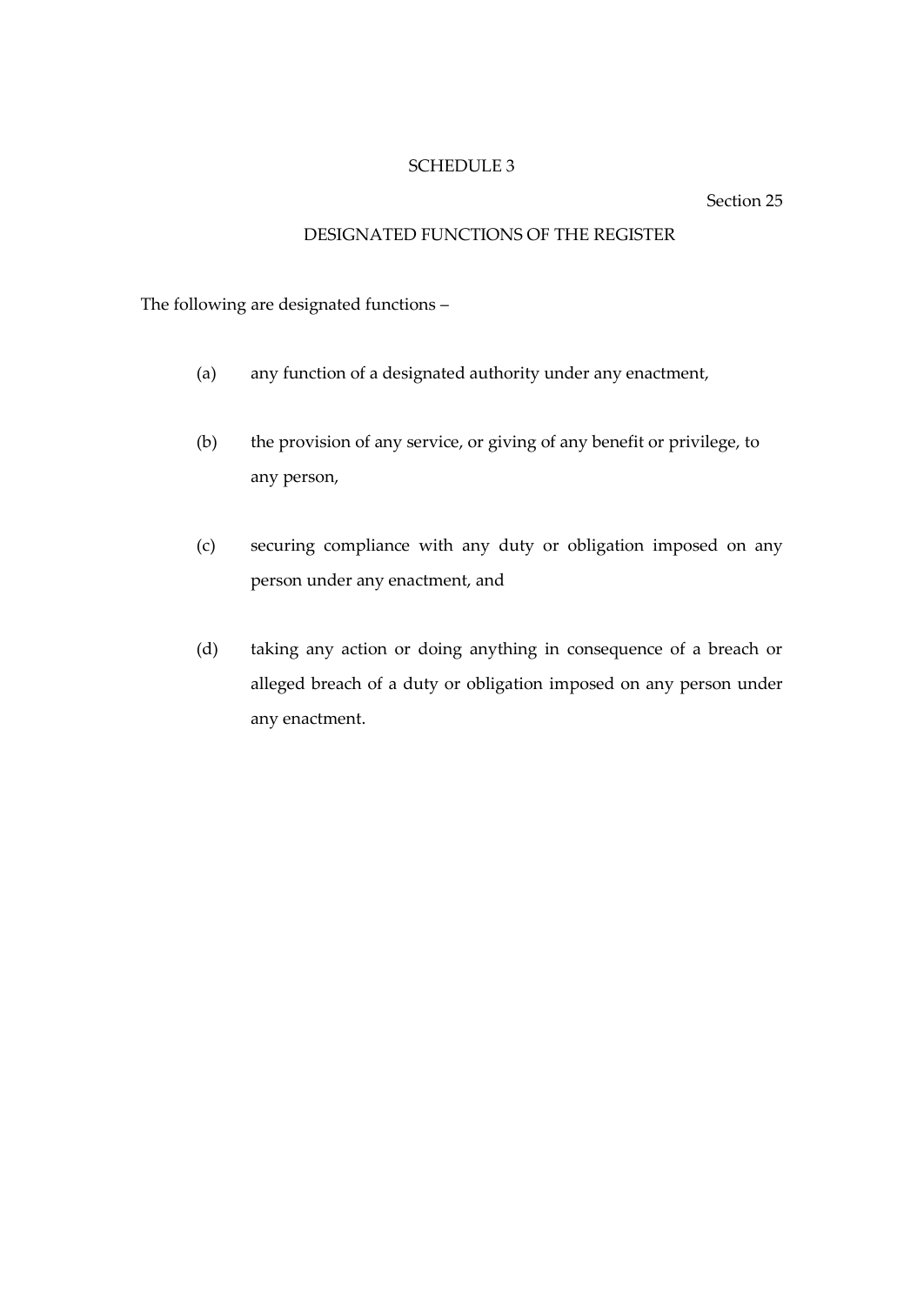# SCHEDULE 3

Section 25

## DESIGNATED FUNCTIONS OF THE REGISTER

The following are designated functions –

(a) any function of a designated authority under any enactment,

(b) the provision of any service, or giving of any benefit or privilege, to any person,

(c) securing compliance with any duty or obligation imposed on any person under any enactment, and

(d) taking any action or doing anything in consequence of a breach or alleged breach of a duty or obligation imposed on any person under any enactment.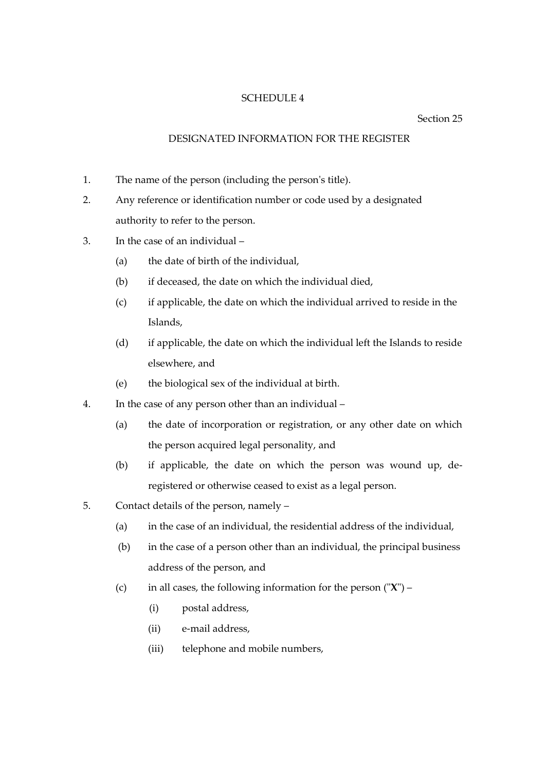# SCHEDULE 4

Section 25

## DESIGNATED INFORMATION FOR THE REGISTER

1. The name of the person (including the person's title).

2. Any reference or identification number or code used by a designated authority to refer to the person.

3. In the case of an individual –

   (a) the date of birth of the individual,

   (b) if deceased, the date on which the individual died,

   (c) if applicable, the date on which the individual arrived to reside in the Islands,

   (d) if applicable, the date on which the individual left the Islands to reside elsewhere, and

   (e) the biological sex of the individual at birth.

4. In the case of any person other than an individual –

   (a) the date of incorporation or registration, or any other date on which the person acquired legal personality, and

   (b) if applicable, the date on which the person was wound up, de-registered or otherwise ceased to exist as a legal person.

5. Contact details of the person, namely –

   (a) in the case of an individual, the residential address of the individual,

   (b) in the case of a person other than an individual, the principal business address of the person, and

   (c) in all cases, the following information for the person ("**X**") –

      (i) postal address,

      (ii) e-mail address,

      (iii) telephone and mobile numbers,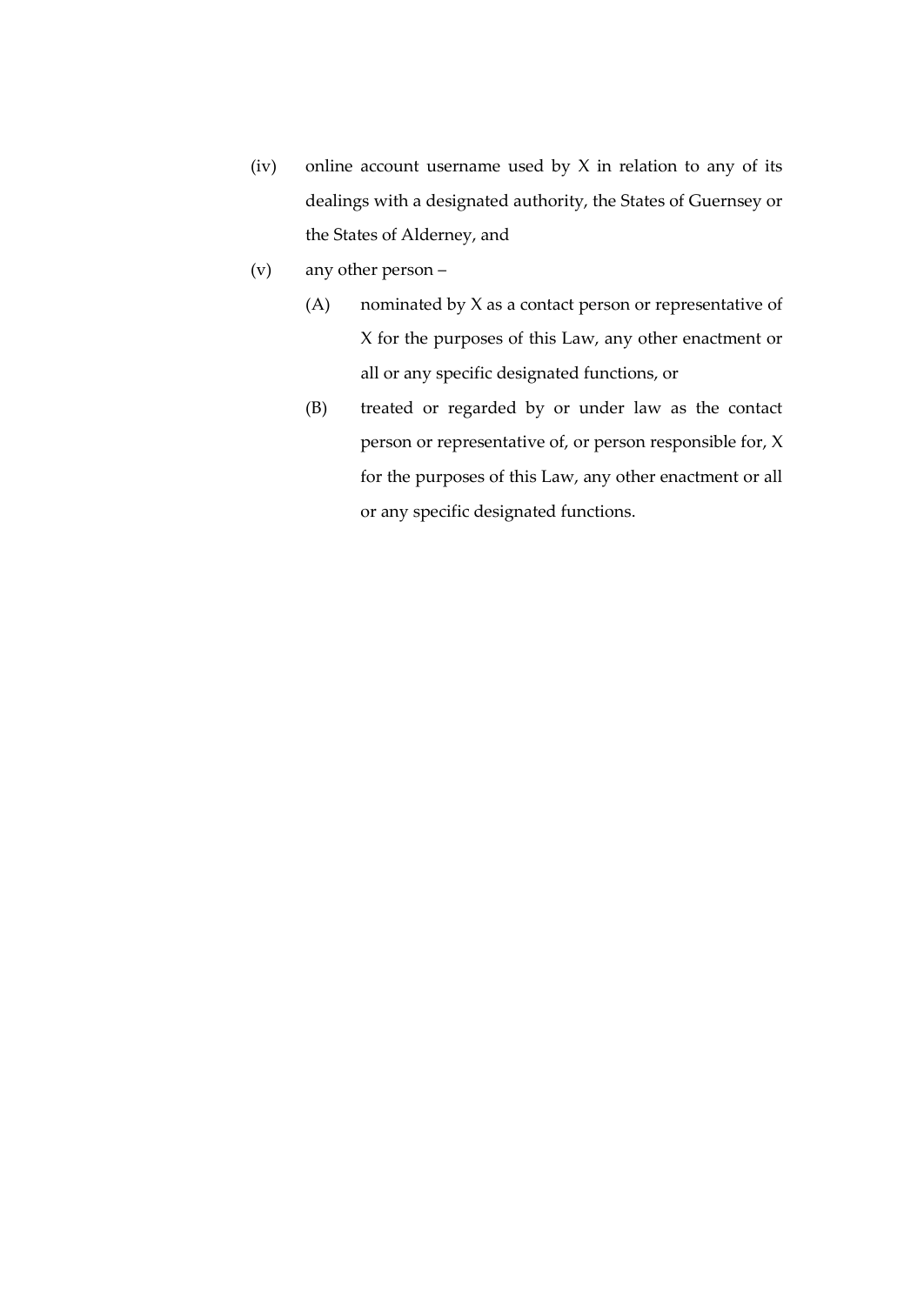(iv) online account username used by X in relation to any of its dealings with a designated authority, the States of Guernsey or the States of Alderney, and

(v) any other person –

(A) nominated by X as a contact person or representative of X for the purposes of this Law, any other enactment or all or any specific designated functions, or

(B) treated or regarded by or under law as the contact person or representative of, or person responsible for, X for the purposes of this Law, any other enactment or all or any specific designated functions.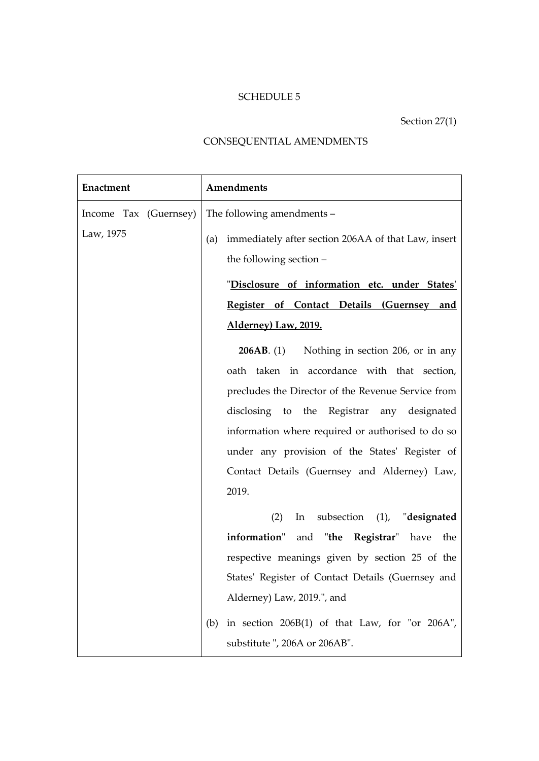SCHEDULE 5

Section 27(1)

CONSEQUENTIAL AMENDMENTS

| **Enactment** | **Amendments** |
| --- | --- |
| Income Tax (Guernsey) Law, 1975 | The following amendments – <br><br> (a) immediately after section 206AA of that Law, insert the following section – <br><br> "**Disclosure of information etc. under States' Register of Contact Details (Guernsey and Alderney) Law, 2019.** <br><br> **206AB**. (1) Nothing in section 206, or in any oath taken in accordance with that section, precludes the Director of the Revenue Service from disclosing to the Registrar any designated information where required or authorised to do so under any provision of the States' Register of Contact Details (Guernsey and Alderney) Law, 2019. <br><br> (2) In subsection (1), "**designated information**" and "**the Registrar**" have the respective meanings given by section 25 of the States' Register of Contact Details (Guernsey and Alderney) Law, 2019.", and <br><br> (b) in section 206B(1) of that Law, for "or 206A", substitute ", 206A or 206AB". |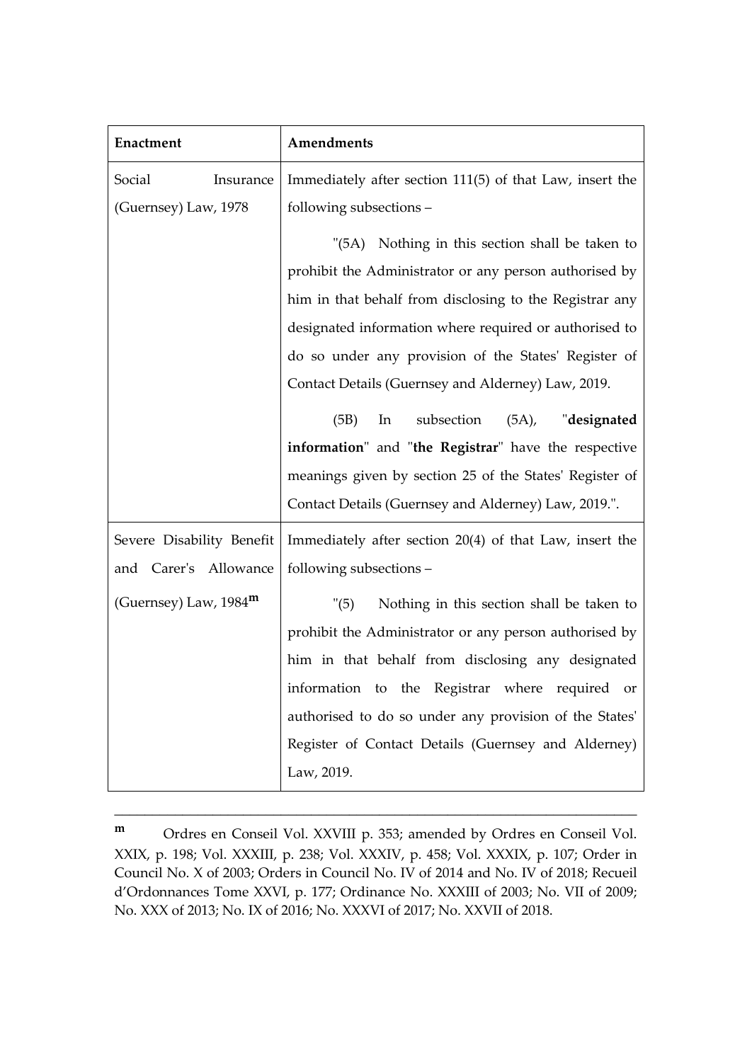| Enactment | Amendments |
|---|---|
| Social Insurance (Guernsey) Law, 1978 | Immediately after section 111(5) of that Law, insert the following subsections – "(5A) Nothing in this section shall be taken to prohibit the Administrator or any person authorised by him in that behalf from disclosing to the Registrar any designated information where required or authorised to do so under any provision of the States' Register of Contact Details (Guernsey and Alderney) Law, 2019. (5B) In subsection (5A), "**designated information**" and "**the Registrar**" have the respective meanings given by section 25 of the States' Register of Contact Details (Guernsey and Alderney) Law, 2019.". |
| Severe Disability Benefit and Carer's Allowance (Guernsey) Law, 1984[m] | Immediately after section 20(4) of that Law, insert the following subsections – "(5) Nothing in this section shall be taken to prohibit the Administrator or any person authorised by him in that behalf from disclosing any designated information to the Registrar where required or authorised to do so under any provision of the States' Register of Contact Details (Guernsey and Alderney) Law, 2019. |

---

[m] Ordres en Conseil Vol. XXVIII p. 353; amended by Ordres en Conseil Vol. XXIX, p. 198; Vol. XXXIII, p. 238; Vol. XXXIV, p. 458; Vol. XXXIX, p. 107; Order in Council No. X of 2003; Orders in Council No. IV of 2014 and No. IV of 2018; Recueil d'Ordonnances Tome XXVI, p. 177; Ordinance No. XXXIII of 2003; No. VII of 2009; No. XXX of 2013; No. IX of 2016; No. XXXVI of 2017; No. XXVII of 2018.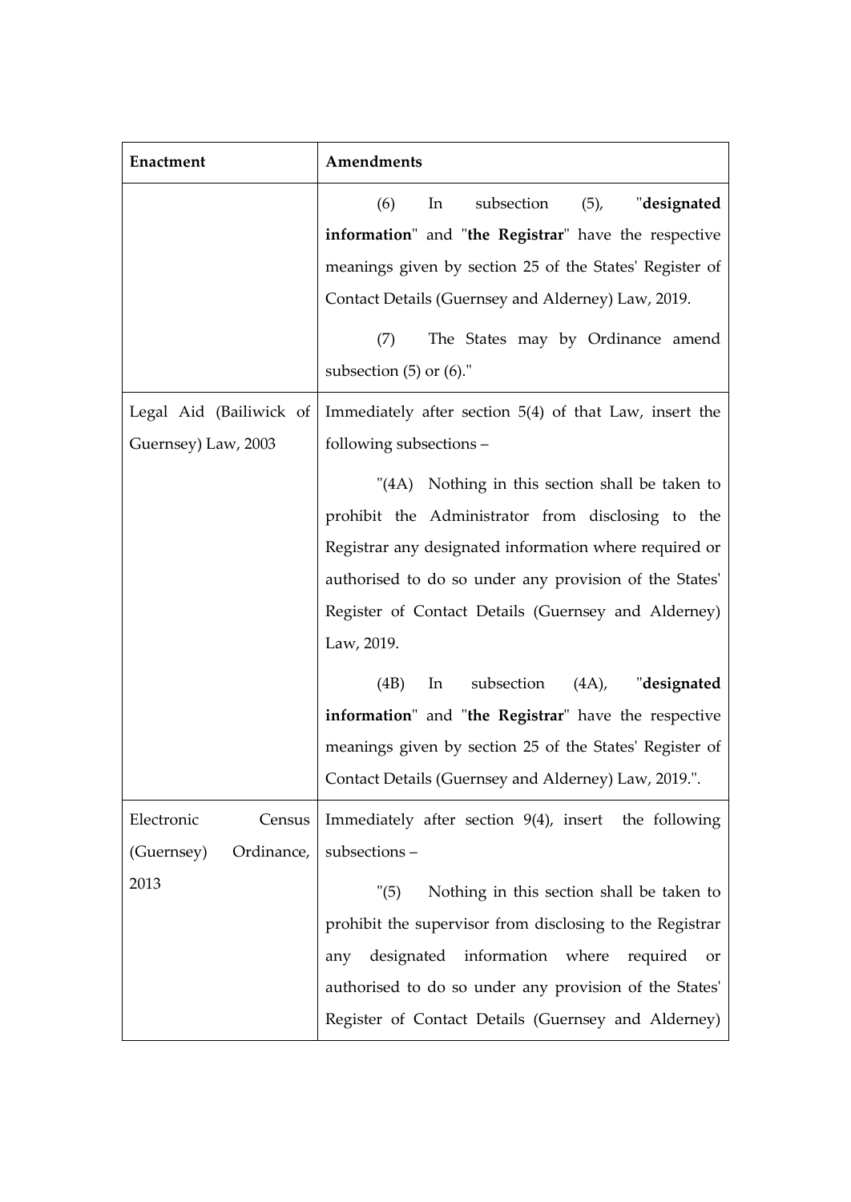| Enactment | Amendments |
| --- | --- |
| | (6) In subsection (5), "**designated information**" and "**the Registrar**" have the respective meanings given by section 25 of the States' Register of Contact Details (Guernsey and Alderney) Law, 2019.<br><br>(7) The States may by Ordinance amend subsection (5) or (6)." |
| Legal Aid (Bailiwick of Guernsey) Law, 2003 | Immediately after section 5(4) of that Law, insert the following subsections –<br><br>"(4A) Nothing in this section shall be taken to prohibit the Administrator from disclosing to the Registrar any designated information where required or authorised to do so under any provision of the States' Register of Contact Details (Guernsey and Alderney) Law, 2019.<br><br>(4B) In subsection (4A), "**designated information**" and "**the Registrar**" have the respective meanings given by section 25 of the States' Register of Contact Details (Guernsey and Alderney) Law, 2019.". |
| Electronic Census (Guernsey) Ordinance, 2013 | Immediately after section 9(4), insert the following subsections –<br><br>"(5) Nothing in this section shall be taken to prohibit the supervisor from disclosing to the Registrar any designated information where required or authorised to do so under any provision of the States' Register of Contact Details (Guernsey and Alderney) |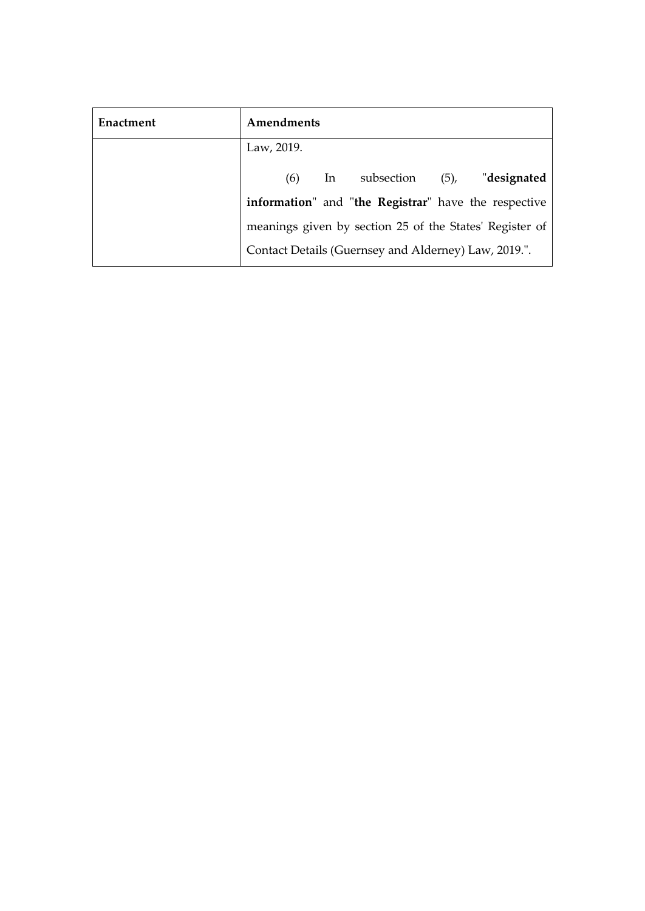| Enactment | Amendments |
|---|---|
| | Law, 2019.<br><br>(6) In subsection (5), "**designated information**" and "**the Registrar**" have the respective meanings given by section 25 of the States' Register of Contact Details (Guernsey and Alderney) Law, 2019.". |